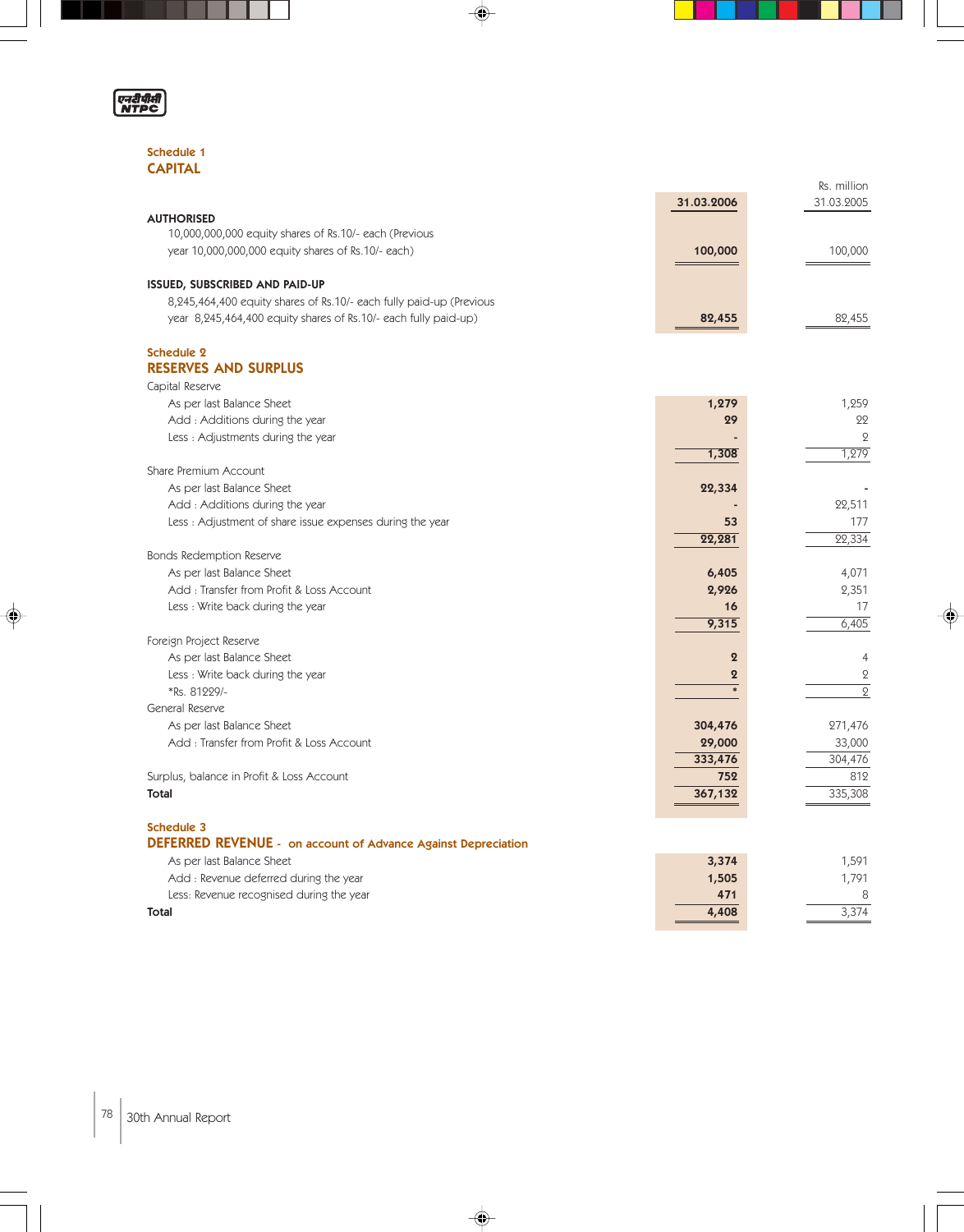## Schedule 1
## CAPITAL

| | 31.03.2006 | Rs. million<br>31.03.2005 |
|---|---|---|
| **AUTHORISED** | | |
| 10,000,000,000 equity shares of Rs.10/- each (Previous year 10,000,000,000 equity shares of Rs.10/- each) | **100,000** | 100,000 |
| **ISSUED, SUBSCRIBED AND PAID-UP** | | |
| 8,245,464,400 equity shares of Rs.10/- each fully paid-up (Previous year 8,245,464,400 equity shares of Rs.10/- each fully paid-up) | **82,455** | 82,455 |

## Schedule 2
## RESERVES AND SURPLUS

| | 31.03.2006 | 31.03.2005 |
|---|---|---|
| Capital Reserve | | |
| As per last Balance Sheet | **1,279** | 1,259 |
| Add : Additions during the year | **29** | 22 |
| Less : Adjustments during the year | **-** | 2 |
| | **1,308** | 1,279 |
| Share Premium Account | | |
| As per last Balance Sheet | **22,334** | - |
| Add : Additions during the year | **-** | 22,511 |
| Less : Adjustment of share issue expenses during the year | **53** | 177 |
| | **22,281** | 22,334 |
| Bonds Redemption Reserve | | |
| As per last Balance Sheet | **6,405** | 4,071 |
| Add : Transfer from Profit & Loss Account | **2,926** | 2,351 |
| Less : Write back during the year | **16** | 17 |
| | **9,315** | 6,405 |
| Foreign Project Reserve | | |
| As per last Balance Sheet | **2** | 4 |
| Less : Write back during the year | **2** | 2 |
| *Rs. 81229/- | ***** | 2 |
| General Reserve | | |
| As per last Balance Sheet | **304,476** | 271,476 |
| Add : Transfer from Profit & Loss Account | **29,000** | 33,000 |
| | **333,476** | 304,476 |
| Surplus, balance in Profit & Loss Account | **752** | 812 |
| **Total** | **367,132** | 335,308 |

## Schedule 3
## DEFERRED REVENUE - on account of Advance Against Depreciation

| | 31.03.2006 | 31.03.2005 |
|---|---|---|
| As per last Balance Sheet | **3,374** | 1,591 |
| Add : Revenue deferred during the year | **1,505** | 1,791 |
| Less: Revenue recognised during the year | **471** | 8 |
| **Total** | **4,408** | 3,374 |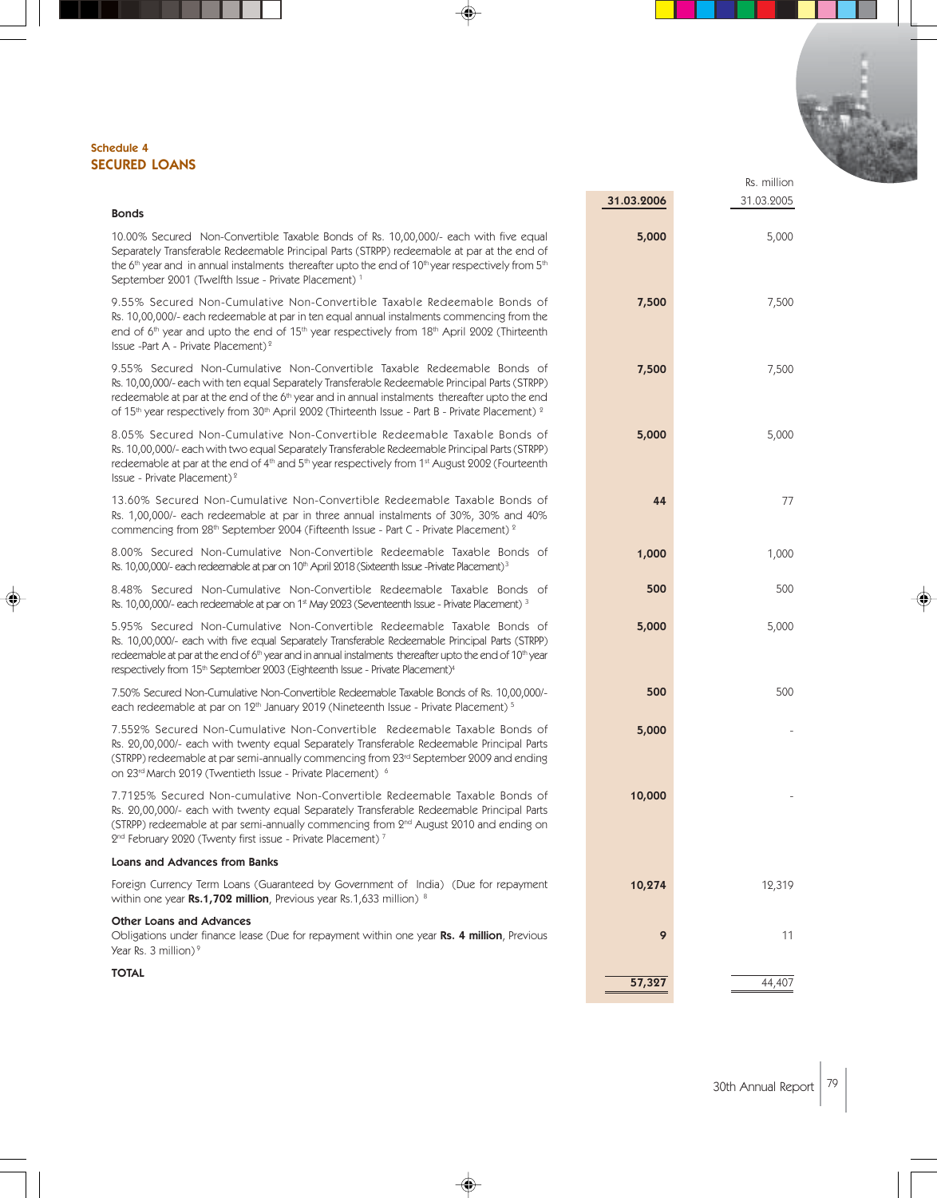## Schedule 4

## SECURED LOANS

Rs. million

| | 31.03.2006 | 31.03.2005 |
|---|---|---|
| **Bonds** | | |
| 10.00% Secured Non-Convertible Taxable Bonds of Rs. 10,00,000/- each with five equal Separately Transferable Redeemable Principal Parts (STRPP) redeemable at par at the end of the 6th year and in annual instalments thereafter upto the end of 10th year respectively from 5th September 2001 (Twelfth Issue - Private Placement) [1] | **5,000** | 5,000 |
| 9.55% Secured Non-Cumulative Non-Convertible Taxable Redeemable Bonds of Rs. 10,00,000/- each redeemable at par in ten equal annual instalments commencing from the end of 6th year and upto the end of 15th year respectively from 18th April 2002 (Thirteenth Issue -Part A - Private Placement) [2] | **7,500** | 7,500 |
| 9.55% Secured Non-Cumulative Non-Convertible Taxable Redeemable Bonds of Rs. 10,00,000/- each with ten equal Separately Transferable Redeemable Principal Parts (STRPP) redeemable at par at the end of the 6th year and in annual instalments thereafter upto the end of 15th year respectively from 30th April 2002 (Thirteenth Issue - Part B - Private Placement) [2] | **7,500** | 7,500 |
| 8.05% Secured Non-Cumulative Non-Convertible Redeemable Taxable Bonds of Rs. 10,00,000/- each with two equal Separately Transferable Redeemable Principal Parts (STRPP) redeemable at par at the end of 4th and 5th year respectively from 1st August 2002 (Fourteenth Issue - Private Placement) [2] | **5,000** | 5,000 |
| 13.60% Secured Non-Cumulative Non-Convertible Redeemable Taxable Bonds of Rs. 1,00,000/- each redeemable at par in three annual instalments of 30%, 30% and 40% commencing from 28th September 2004 (Fifteenth Issue - Part C - Private Placement) [2] | **44** | 77 |
| 8.00% Secured Non-Cumulative Non-Convertible Redeemable Taxable Bonds of Rs. 10,00,000/- each redeemable at par on 10th April 2018 (Sixteenth Issue -Private Placement) [3] | **1,000** | 1,000 |
| 8.48% Secured Non-Cumulative Non-Convertible Redeemable Taxable Bonds of Rs. 10,00,000/- each redeemable at par on 1st May 2023 (Seventeenth Issue - Private Placement) [3] | **500** | 500 |
| 5.95% Secured Non-Cumulative Non-Convertible Redeemable Taxable Bonds of Rs. 10,00,000/- each with five equal Separately Transferable Redeemable Principal Parts (STRPP) redeemable at par at the end of 6th year and in annual instalments thereafter upto the end of 10th year respectively from 15th September 2003 (Eighteenth Issue - Private Placement) [4] | **5,000** | 5,000 |
| 7.50% Secured Non-Cumulative Non-Convertible Redeemable Taxable Bonds of Rs. 10,00,000/- each redeemable at par on 12th January 2019 (Nineteenth Issue - Private Placement) [5] | **500** | 500 |
| 7.552% Secured Non-Cumulative Non-Convertible Redeemable Taxable Bonds of Rs. 20,00,000/- each with twenty equal Separately Transferable Redeemable Principal Parts (STRPP) redeemable at par semi-annually commencing from 23rd September 2009 and ending on 23rd March 2019 (Twentieth Issue - Private Placement) [6] | **5,000** | - |
| 7.7125% Secured Non-cumulative Non-Convertible Redeemable Taxable Bonds of Rs. 20,00,000/- each with twenty equal Separately Transferable Redeemable Principal Parts (STRPP) redeemable at par semi-annually commencing from 2nd August 2010 and ending on 2nd February 2020 (Twenty first issue - Private Placement) [7] | **10,000** | - |
| **Loans and Advances from Banks** | | |
| Foreign Currency Term Loans (Guaranteed by Government of India) (Due for repayment within one year **Rs.1,702 million**, Previous year Rs.1,633 million) [8] | **10,274** | 12,319 |
| **Other Loans and Advances** | | |
| Obligations under finance lease (Due for repayment within one year **Rs. 4 million**, Previous Year Rs. 3 million) [9] | **9** | 11 |
| **TOTAL** | **57,327** | 44,407 |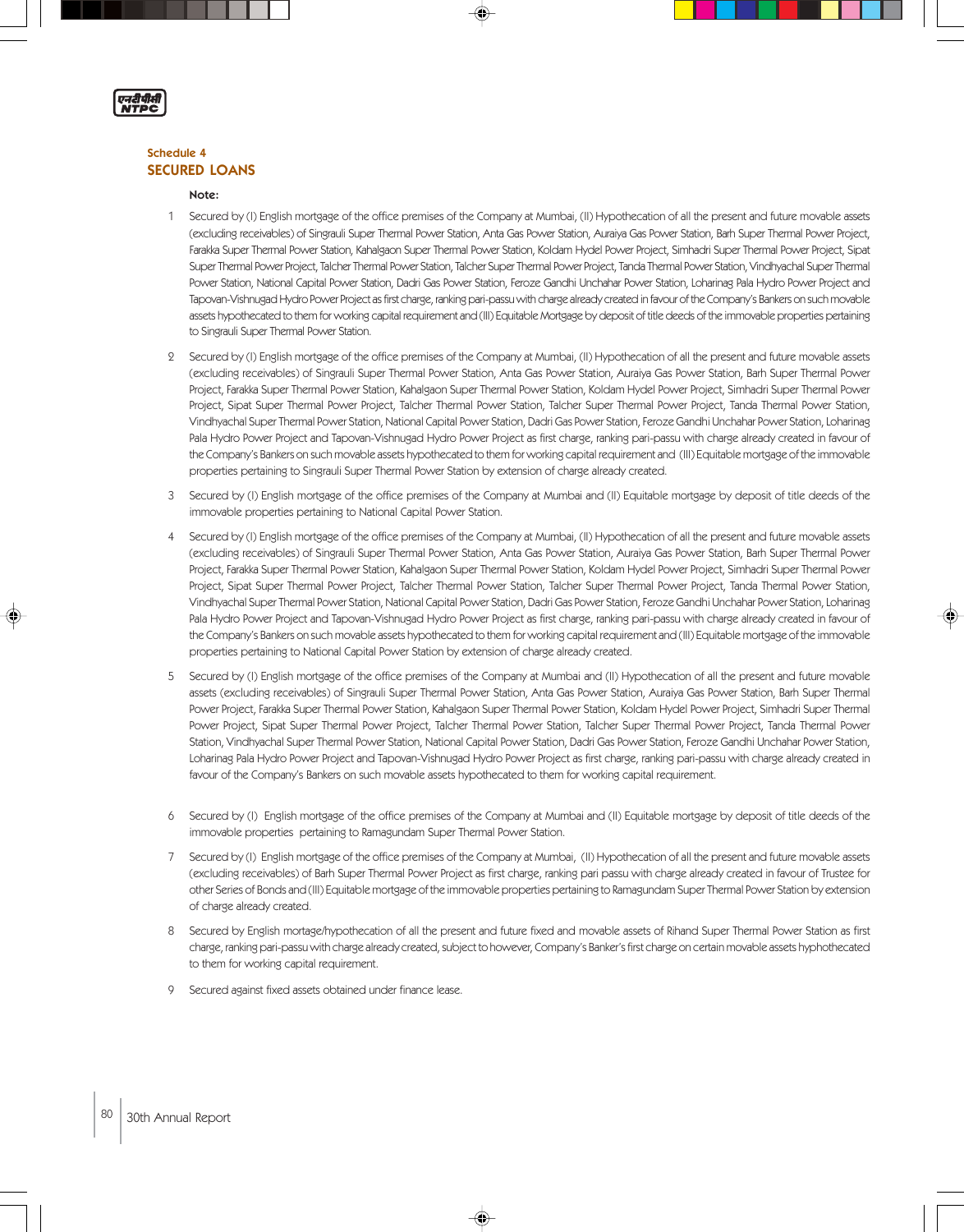### Schedule 4
## SECURED LOANS

**Note:**

1. Secured by (I) English mortgage of the office premises of the Company at Mumbai, (II) Hypothecation of all the present and future movable assets (excluding receivables) of Singrauli Super Thermal Power Station, Anta Gas Power Station, Auraiya Gas Power Station, Barh Super Thermal Power Project, Farakka Super Thermal Power Station, Kahalgaon Super Thermal Power Station, Koldam Hydel Power Project, Simhadri Super Thermal Power Project, Sipat Super Thermal Power Project, Talcher Thermal Power Station, Talcher Super Thermal Power Project, Tanda Thermal Power Station, Vindhyachal Super Thermal Power Station, National Capital Power Station, Dadri Gas Power Station, Feroze Gandhi Unchahar Power Station, Loharinag Pala Hydro Power Project and Tapovan-Vishnugad Hydro Power Project as first charge, ranking pari-passu with charge already created in favour of the Company's Bankers on such movable assets hypothecated to them for working capital requirement and (III) Equitable Mortgage by deposit of title deeds of the immovable properties pertaining to Singrauli Super Thermal Power Station.

2. Secured by (I) English mortgage of the office premises of the Company at Mumbai, (II) Hypothecation of all the present and future movable assets (excluding receivables) of Singrauli Super Thermal Power Station, Anta Gas Power Station, Auraiya Gas Power Station, Barh Super Thermal Power Project, Farakka Super Thermal Power Station, Kahalgaon Super Thermal Power Station, Koldam Hydel Power Project, Simhadri Super Thermal Power Project, Sipat Super Thermal Power Project, Talcher Thermal Power Station, Talcher Super Thermal Power Project, Tanda Thermal Power Station, Vindhyachal Super Thermal Power Station, National Capital Power Station, Dadri Gas Power Station, Feroze Gandhi Unchahar Power Station, Loharinag Pala Hydro Power Project and Tapovan-Vishnugad Hydro Power Project as first charge, ranking pari-passu with charge already created in favour of the Company's Bankers on such movable assets hypothecated to them for working capital requirement and (III) Equitable mortgage of the immovable properties pertaining to Singrauli Super Thermal Power Station by extension of charge already created.

3. Secured by (I) English mortgage of the office premises of the Company at Mumbai and (II) Equitable mortgage by deposit of title deeds of the immovable properties pertaining to National Capital Power Station.

4. Secured by (I) English mortgage of the office premises of the Company at Mumbai, (II) Hypothecation of all the present and future movable assets (excluding receivables) of Singrauli Super Thermal Power Station, Anta Gas Power Station, Auraiya Gas Power Station, Barh Super Thermal Power Project, Farakka Super Thermal Power Station, Kahalgaon Super Thermal Power Station, Koldam Hydel Power Project, Simhadri Super Thermal Power Project, Sipat Super Thermal Power Project, Talcher Thermal Power Station, Talcher Super Thermal Power Project, Tanda Thermal Power Station, Vindhyachal Super Thermal Power Station, National Capital Power Station, Dadri Gas Power Station, Feroze Gandhi Unchahar Power Station, Loharinag Pala Hydro Power Project and Tapovan-Vishnugad Hydro Power Project as first charge, ranking pari-passu with charge already created in favour of the Company's Bankers on such movable assets hypothecated to them for working capital requirement and (III) Equitable mortgage of the immovable properties pertaining to National Capital Power Station by extension of charge already created.

5. Secured by (I) English mortgage of the office premises of the Company at Mumbai and (II) Hypothecation of all the present and future movable assets (excluding receivables) of Singrauli Super Thermal Power Station, Anta Gas Power Station, Auraiya Gas Power Station, Barh Super Thermal Power Project, Farakka Super Thermal Power Station, Kahalgaon Super Thermal Power Station, Koldam Hydel Power Project, Simhadri Super Thermal Power Project, Sipat Super Thermal Power Project, Talcher Thermal Power Station, Talcher Super Thermal Power Project, Tanda Thermal Power Station, Vindhyachal Super Thermal Power Station, National Capital Power Station, Dadri Gas Power Station, Feroze Gandhi Unchahar Power Station, Loharinag Pala Hydro Power Project and Tapovan-Vishnugad Hydro Power Project as first charge, ranking pari-passu with charge already created in favour of the Company's Bankers on such movable assets hypothecated to them for working capital requirement.

6. Secured by (I) English mortgage of the office premises of the Company at Mumbai and (II) Equitable mortgage by deposit of title deeds of the immovable properties pertaining to Ramagundam Super Thermal Power Station.

7. Secured by (I) English mortgage of the office premises of the Company at Mumbai, (II) Hypothecation of all the present and future movable assets (excluding receivables) of Barh Super Thermal Power Project as first charge, ranking pari passu with charge already created in favour of Trustee for other Series of Bonds and (III) Equitable mortgage of the immovable properties pertaining to Ramagundam Super Thermal Power Station by extension of charge already created.

8. Secured by English mortage/hypothecation of all the present and future fixed and movable assets of Rihand Super Thermal Power Station as first charge, ranking pari-passu with charge already created, subject to however, Company's Banker's first charge on certain movable assets hyphothecated to them for working capital requirement.

9. Secured against fixed assets obtained under finance lease.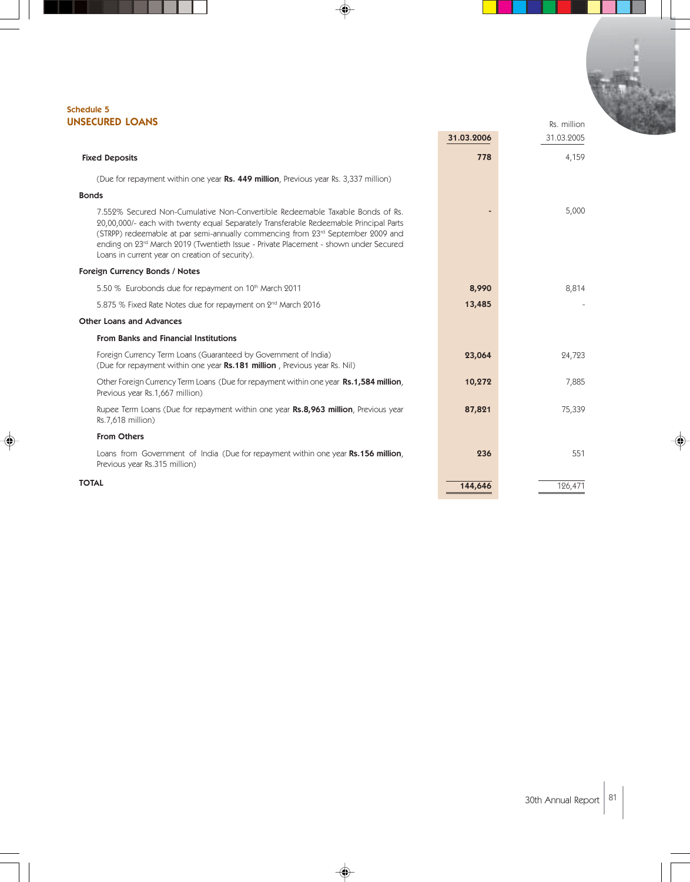### Schedule 5

## UNSECURED LOANS

| | | Rs. million |
|---|---|---|
| | **31.03.2006** | 31.03.2005 |
| **Fixed Deposits** | **778** | 4,159 |
| (Due for repayment within one year **Rs. 449 million**, Previous year Rs. 3,337 million) | | |
| **Bonds** | | |
| 7.552% Secured Non-Cumulative Non-Convertible Redeemable Taxable Bonds of Rs. 20,00,000/- each with twenty equal Separately Transferable Redeemable Principal Parts (STRPP) redeemable at par semi-annually commencing from 23rd September 2009 and ending on 23rd March 2019 (Twentieth Issue - Private Placement - shown under Secured Loans in current year on creation of security). | **-** | 5,000 |
| **Foreign Currency Bonds / Notes** | | |
| 5.50 % Eurobonds due for repayment on 10th March 2011 | **8,990** | 8,814 |
| 5.875 % Fixed Rate Notes due for repayment on 2nd March 2016 | **13,485** | - |
| **Other Loans and Advances** | | |
| **From Banks and Financial Institutions** | | |
| Foreign Currency Term Loans (Guaranteed by Government of India) (Due for repayment within one year **Rs.181 million** , Previous year Rs. Nil) | **23,064** | 24,723 |
| Other Foreign Currency Term Loans (Due for repayment within one year **Rs.1,584 million**, Previous year Rs.1,667 million) | **10,272** | 7,885 |
| Rupee Term Loans (Due for repayment within one year **Rs.8,963 million**, Previous year Rs.7,618 million) | **87,821** | 75,339 |
| **From Others** | | |
| Loans from Government of India (Due for repayment within one year **Rs.156 million**, Previous year Rs.315 million) | **236** | 551 |
| **TOTAL** | **144,646** | 126,471 |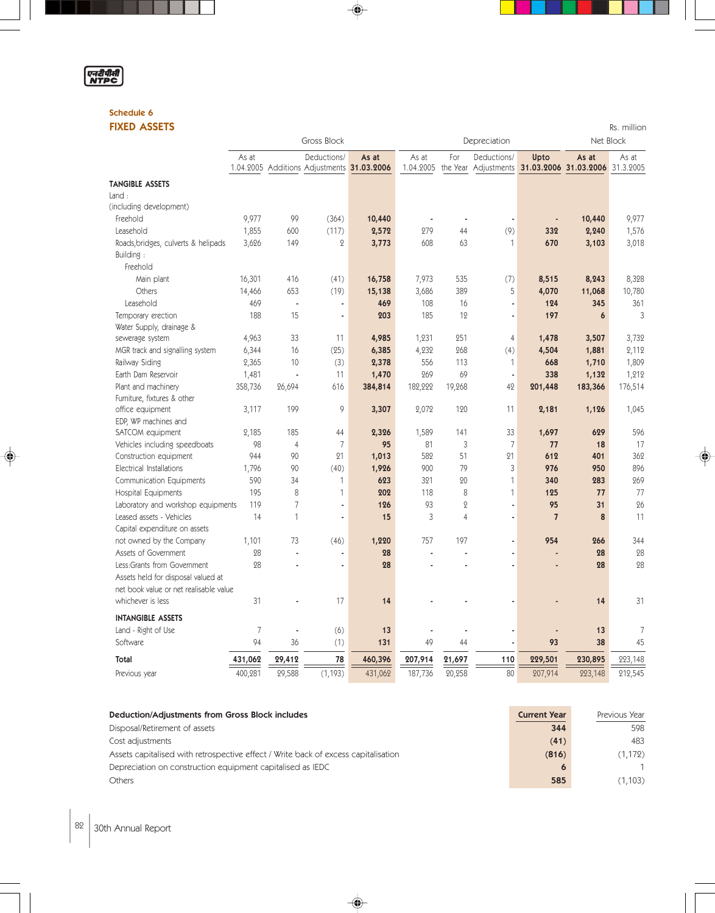## Schedule 6

## FIXED ASSETS

Rs. million

| | Gross Block | | | | Depreciation | | | | Net Block | |
|---|---|---|---|---|---|---|---|---|---|---|
| | As at 1.04.2005 | Additions | Deductions/ Adjustments | **As at 31.03.2006** | As at 1.04.2005 | For the Year | Deductions/ Adjustments | **Upto 31.03.2006** | **As at 31.03.2006** | As at 31.3.2005 |
| **TANGIBLE ASSETS** | | | | | | | | | | |
| Land : (including development) | | | | | | | | | | |
| Freehold | 9,977 | 99 | (364) | **10,440** | - | - | - | **-** | **10,440** | 9,977 |
| Leasehold | 1,855 | 600 | (117) | **2,572** | 279 | 44 | (9) | **332** | **2,240** | 1,576 |
| Roads,bridges, culverts & helipads | 3,626 | 149 | 2 | **3,773** | 608 | 63 | 1 | **670** | **3,103** | 3,018 |
| Building : | | | | | | | | | | |
| Freehold | | | | | | | | | | |
| Main plant | 16,301 | 416 | (41) | **16,758** | 7,973 | 535 | (7) | **8,515** | **8,243** | 8,328 |
| Others | 14,466 | 653 | (19) | **15,138** | 3,686 | 389 | 5 | **4,070** | **11,068** | 10,780 |
| Leasehold | 469 | - | - | **469** | 108 | 16 | - | **124** | **345** | 361 |
| Temporary erection | 188 | 15 | - | **203** | 185 | 12 | - | **197** | **6** | 3 |
| Water Supply, drainage & sewerage system | 4,963 | 33 | 11 | **4,985** | 1,231 | 251 | 4 | **1,478** | **3,507** | 3,732 |
| MGR track and signalling system | 6,344 | 16 | (25) | **6,385** | 4,232 | 268 | (4) | **4,504** | **1,881** | 2,112 |
| Railway Siding | 2,365 | 10 | (3) | **2,378** | 556 | 113 | 1 | **668** | **1,710** | 1,809 |
| Earth Dam Reservoir | 1,481 | - | 11 | **1,470** | 269 | 69 | - | **338** | **1,132** | 1,212 |
| Plant and machinery | 358,736 | 26,694 | 616 | **384,814** | 182,222 | 19,268 | 42 | **201,448** | **183,366** | 176,514 |
| Furniture, fixtures & other office equipment | 3,117 | 199 | 9 | **3,307** | 2,072 | 120 | 11 | **2,181** | **1,126** | 1,045 |
| EDP, WP machines and SATCOM equipment | 2,185 | 185 | 44 | **2,326** | 1,589 | 141 | 33 | **1,697** | **629** | 596 |
| Vehicles including speedboats | 98 | 4 | 7 | **95** | 81 | 3 | 7 | **77** | **18** | 17 |
| Construction equipment | 944 | 90 | 21 | **1,013** | 582 | 51 | 21 | **612** | **401** | 362 |
| Electrical Installations | 1,796 | 90 | (40) | **1,926** | 900 | 79 | 3 | **976** | **950** | 896 |
| Communication Equipments | 590 | 34 | 1 | **623** | 321 | 20 | 1 | **340** | **283** | 269 |
| Hospital Equipments | 195 | 8 | 1 | **202** | 118 | 8 | 1 | **125** | **77** | 77 |
| Laboratory and workshop equipments | 119 | 7 | - | **126** | 93 | 2 | - | **95** | **31** | 26 |
| Leased assets - Vehicles | 14 | 1 | - | **15** | 3 | 4 | - | **7** | **8** | 11 |
| Capital expenditure on assets not owned by the Company | 1,101 | 73 | (46) | **1,220** | 757 | 197 | - | **954** | **266** | 344 |
| Assets of Government | 28 | - | - | **28** | - | - | - | **-** | **28** | 28 |
| Less:Grants from Government | 28 | - | - | **28** | - | - | - | **-** | **28** | 28 |
| Assets held for disposal valued at net book value or net realisable value whichever is less | 31 | - | 17 | **14** | - | - | - | **-** | **14** | 31 |
| **INTANGIBLE ASSETS** | | | | | | | | | | |
| Land - Right of Use | 7 | - | (6) | **13** | - | - | - | **-** | **13** | 7 |
| Software | 94 | 36 | (1) | **131** | 49 | 44 | - | **93** | **38** | 45 |
| **Total** | **431,062** | **29,412** | **78** | **460,396** | **207,914** | **21,697** | **110** | **229,501** | **230,895** | 223,148 |
| Previous year | 400,281 | 29,588 | (1,193) | 431,062 | 187,736 | 20,258 | 80 | 207,914 | 223,148 | 212,545 |

| **Deduction/Adjustments from Gross Block includes** | **Current Year** | Previous Year |
|---|---|---|
| Disposal/Retirement of assets | **344** | 598 |
| Cost adjustments | **(41)** | 483 |
| Assets capitalised with retrospective effect / Write back of excess capitalisation | **(816)** | (1,172) |
| Depreciation on construction equipment capitalised as IEDC | **6** | 1 |
| Others | **585** | (1,103) |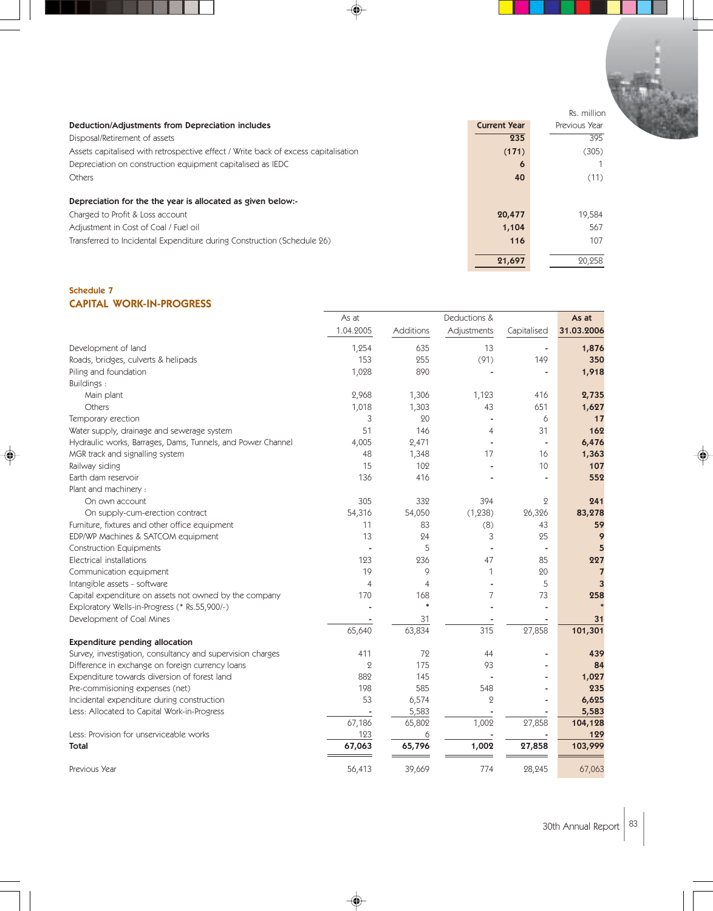Rs. million

| Deduction/Adjustments from Depreciation includes | Current Year | Previous Year |
|---|---|---|
| Disposal/Retirement of assets | 235 | 395 |
| Assets capitalised with retrospective effect / Write back of excess capitalisation | (171) | (305) |
| Depreciation on construction equipment capitalised as IEDC | 6 | 1 |
| Others | 40 | (11) |
| **Depreciation for the the year is allocated as given below:-** | | |
| Charged to Profit & Loss account | 20,477 | 19,584 |
| Adjustment in Cost of Coal / Fuel oil | 1,104 | 567 |
| Transferred to Incidental Expenditure during Construction (Schedule 26) | 116 | 107 |
| | 21,697 | 20,258 |

## Schedule 7

## CAPITAL WORK-IN-PROGRESS

| | As at 1.04.2005 | Additions | Deductions & Adjustments | Capitalised | As at 31.03.2006 |
|---|---|---|---|---|---|
| Development of land | 1,254 | 635 | 13 | - | 1,876 |
| Roads, bridges, culverts & helipads | 153 | 255 | (91) | 149 | 350 |
| Piling and foundation | 1,028 | 890 | - | - | 1,918 |
| Buildings : | | | | | |
| Main plant | 2,968 | 1,306 | 1,123 | 416 | 2,735 |
| Others | 1,018 | 1,303 | 43 | 651 | 1,627 |
| Temporary erection | 3 | 20 | - | 6 | 17 |
| Water supply, drainage and sewerage system | 51 | 146 | 4 | 31 | 162 |
| Hydraulic works, Barrages, Dams, Tunnels, and Power Channel | 4,005 | 2,471 | - | - | 6,476 |
| MGR track and signalling system | 48 | 1,348 | 17 | 16 | 1,363 |
| Railway siding | 15 | 102 | - | 10 | 107 |
| Earth dam reservoir | 136 | 416 | - | - | 552 |
| Plant and machinery : | | | | | |
| On own account | 305 | 332 | 394 | 2 | 241 |
| On supply-cum-erection contract | 54,316 | 54,050 | (1,238) | 26,326 | 83,278 |
| Furniture, fixtures and other office equipment | 11 | 83 | (8) | 43 | 59 |
| EDP/WP Machines & SATCOM equipment | 13 | 24 | 3 | 25 | 9 |
| Construction Equipments | - | 5 | - | - | 5 |
| Electrical installations | 123 | 236 | 47 | 85 | 227 |
| Communication equipment | 19 | 9 | 1 | 20 | 7 |
| Intangible assets - software | 4 | 4 | - | 5 | 3 |
| Capital expenditure on assets not owned by the company | 170 | 168 | 7 | 73 | 258 |
| Exploratory Wells-in-Progress (* Rs.55,900/-) | - | * | - | - | * |
| Development of Coal Mines | - | 31 | - | - | 31 |
| | 65,640 | 63,834 | 315 | 27,858 | 101,301 |
| **Expenditure pending allocation** | | | | | |
| Survey, investigation, consultancy and supervision charges | 411 | 72 | 44 | - | 439 |
| Difference in exchange on foreign currency loans | 2 | 175 | 93 | - | 84 |
| Expenditure towards diversion of forest land | 882 | 145 | - | - | 1,027 |
| Pre-commisioning expenses (net) | 198 | 585 | 548 | - | 235 |
| Incidental expenditure during construction | 53 | 6,574 | 2 | - | 6,625 |
| Less: Allocated to Capital Work-in-Progress | - | 5,583 | - | - | 5,583 |
| | 67,186 | 65,802 | 1,002 | 27,858 | 104,128 |
| Less: Provision for unserviceable works | 123 | 6 | - | - | 129 |
| **Total** | **67,063** | **65,796** | **1,002** | **27,858** | **103,999** |
| Previous Year | 56,413 | 39,669 | 774 | 28,245 | 67,063 |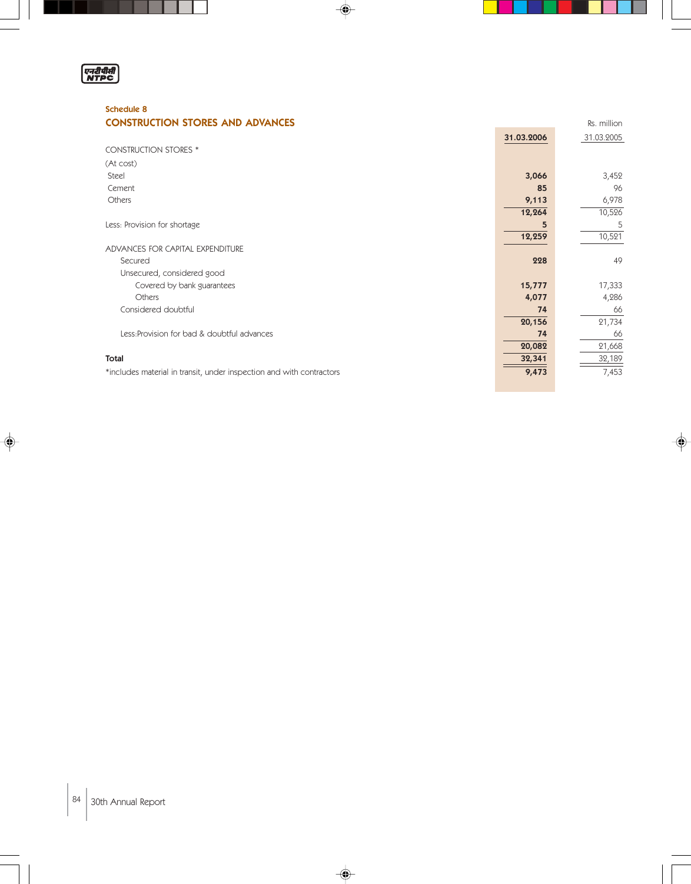## Schedule 8

## CONSTRUCTION STORES AND ADVANCES

Rs. million

| | 31.03.2006 | 31.03.2005 |
|---|---|---|
| CONSTRUCTION STORES * | | |
| (At cost) | | |
| Steel | **3,066** | 3,452 |
| Cement | **85** | 96 |
| Others | **9,113** | 6,978 |
| | **12,264** | 10,526 |
| Less: Provision for shortage | **5** | 5 |
| | **12,259** | 10,521 |
| ADVANCES FOR CAPITAL EXPENDITURE | | |
| Secured | **228** | 49 |
| Unsecured, considered good | | |
| Covered by bank guarantees | **15,777** | 17,333 |
| Others | **4,077** | 4,286 |
| Considered doubtful | **74** | 66 |
| | **20,156** | 21,734 |
| Less:Provision for bad & doubtful advances | **74** | 66 |
| | **20,082** | 21,668 |
| **Total** | **32,341** | 32,189 |
| *includes material in transit, under inspection and with contractors | **9,473** | 7,453 |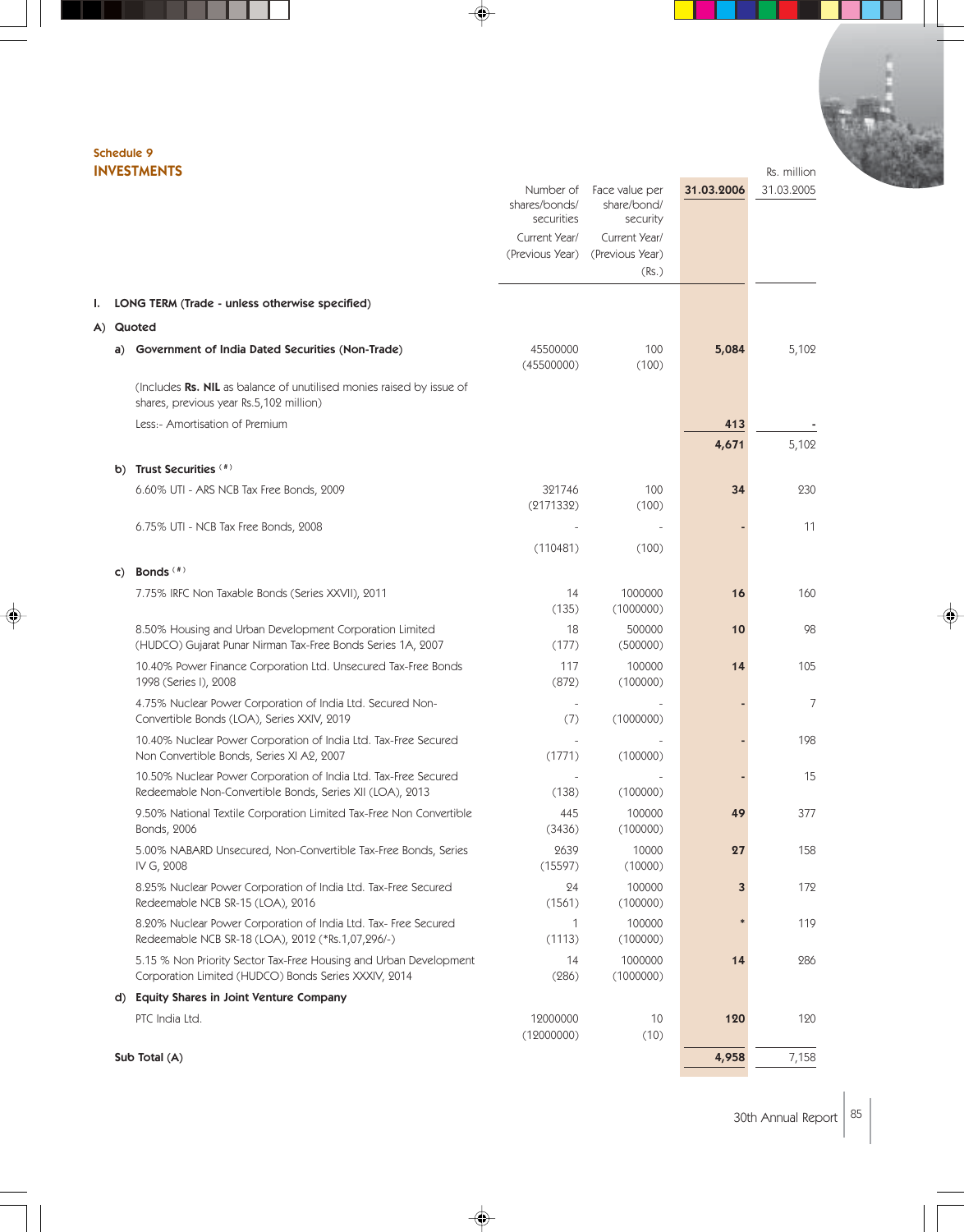Schedule 9

## INVESTMENTS

Rs. million

| | Number of shares/bonds/ securities Current Year/ (Previous Year) | Face value per share/bond/ security Current Year/ (Previous Year) (Rs.) | 31.03.2006 | 31.03.2005 |
|---|---|---|---|---|
| **I. LONG TERM (Trade - unless otherwise specified)** | | | | |
| **A) Quoted** | | | | |
| **a) Government of India Dated Securities (Non-Trade)** | 45500000 (45500000) | 100 (100) | **5,084** | 5,102 |
| (Includes **Rs. NIL** as balance of unutilised monies raised by issue of shares, previous year Rs.5,102 million) | | | | |
| Less:- Amortisation of Premium | | | **413** | - |
| | | | **4,671** | 5,102 |
| **b) Trust Securities** (#) | | | | |
| 6.60% UTI - ARS NCB Tax Free Bonds, 2009 | 321746 (2171332) | 100 (100) | **34** | 230 |
| 6.75% UTI - NCB Tax Free Bonds, 2008 | - (110481) | - (100) | **-** | 11 |
| **c) Bonds** (#) | | | | |
| 7.75% IRFC Non Taxable Bonds (Series XXVII), 2011 | 14 (135) | 1000000 (1000000) | **16** | 160 |
| 8.50% Housing and Urban Development Corporation Limited (HUDCO) Gujarat Punar Nirman Tax-Free Bonds Series 1A, 2007 | 18 (177) | 500000 (500000) | **10** | 98 |
| 10.40% Power Finance Corporation Ltd. Unsecured Tax-Free Bonds 1998 (Series I), 2008 | 117 (872) | 100000 (100000) | **14** | 105 |
| 4.75% Nuclear Power Corporation of India Ltd. Secured Non-Convertible Bonds (LOA), Series XXIV, 2019 | - (7) | - (1000000) | **-** | 7 |
| 10.40% Nuclear Power Corporation of India Ltd. Tax-Free Secured Non Convertible Bonds, Series XI A2, 2007 | - (1771) | - (100000) | **-** | 198 |
| 10.50% Nuclear Power Corporation of India Ltd. Tax-Free Secured Redeemable Non-Convertible Bonds, Series XII (LOA), 2013 | - (138) | - (100000) | **-** | 15 |
| 9.50% National Textile Corporation Limited Tax-Free Non Convertible Bonds, 2006 | 445 (3436) | 100000 (100000) | **49** | 377 |
| 5.00% NABARD Unsecured, Non-Convertible Tax-Free Bonds, Series IV G, 2008 | 2639 (15597) | 10000 (10000) | **27** | 158 |
| 8.25% Nuclear Power Corporation of India Ltd. Tax-Free Secured Redeemable NCB SR-15 (LOA), 2016 | 24 (1561) | 100000 (100000) | **3** | 172 |
| 8.20% Nuclear Power Corporation of India Ltd. Tax- Free Secured Redeemable NCB SR-18 (LOA), 2012 (*Rs.1,07,296/-) | 1 (1113) | 100000 (100000) | ***** | 119 |
| 5.15 % Non Priority Sector Tax-Free Housing and Urban Development Corporation Limited (HUDCO) Bonds Series XXXIV, 2014 | 14 (286) | 1000000 (1000000) | **14** | 286 |
| **d) Equity Shares in Joint Venture Company** | | | | |
| PTC India Ltd. | 12000000 (12000000) | 10 (10) | **120** | 120 |
| **Sub Total (A)** | | | **4,958** | 7,158 |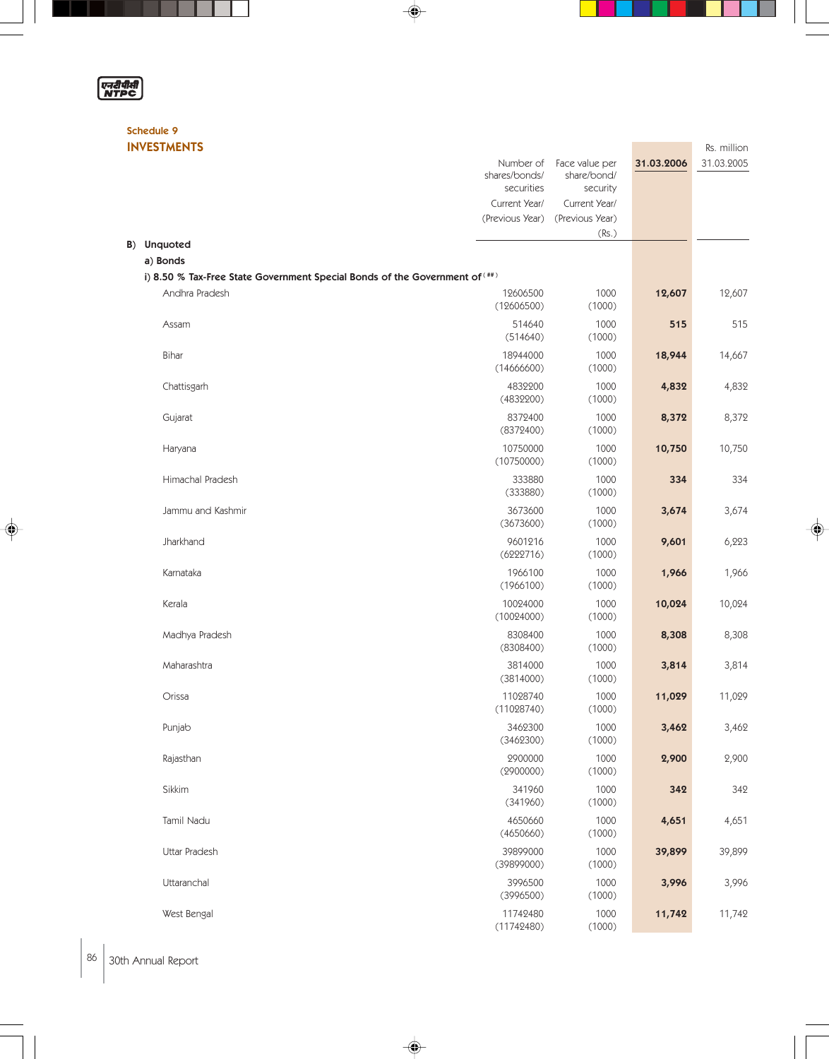## Schedule 9

## INVESTMENTS

| | Number of shares/bonds/ securities Current Year/ (Previous Year) | Face value per share/bond/ security Current Year/ (Previous Year) (Rs.) | 31.03.2006 | Rs. million 31.03.2005 |
|---|---|---|---|---|
| **B) Unquoted** | | | | |
| **a) Bonds** | | | | |
| **i) 8.50 % Tax-Free State Government Special Bonds of the Government of (##)** | | | | |
| Andhra Pradesh | 12606500 (12606500) | 1000 (1000) | **12,607** | 12,607 |
| Assam | 514640 (514640) | 1000 (1000) | **515** | 515 |
| Bihar | 18944000 (14666600) | 1000 (1000) | **18,944** | 14,667 |
| Chattisgarh | 4832200 (4832200) | 1000 (1000) | **4,832** | 4,832 |
| Gujarat | 8372400 (8372400) | 1000 (1000) | **8,372** | 8,372 |
| Haryana | 10750000 (10750000) | 1000 (1000) | **10,750** | 10,750 |
| Himachal Pradesh | 333880 (333880) | 1000 (1000) | **334** | 334 |
| Jammu and Kashmir | 3673600 (3673600) | 1000 (1000) | **3,674** | 3,674 |
| Jharkhand | 9601216 (6222716) | 1000 (1000) | **9,601** | 6,223 |
| Karnataka | 1966100 (1966100) | 1000 (1000) | **1,966** | 1,966 |
| Kerala | 10024000 (10024000) | 1000 (1000) | **10,024** | 10,024 |
| Madhya Pradesh | 8308400 (8308400) | 1000 (1000) | **8,308** | 8,308 |
| Maharashtra | 3814000 (3814000) | 1000 (1000) | **3,814** | 3,814 |
| Orissa | 11028740 (11028740) | 1000 (1000) | **11,029** | 11,029 |
| Punjab | 3462300 (3462300) | 1000 (1000) | **3,462** | 3,462 |
| Rajasthan | 2900000 (2900000) | 1000 (1000) | **2,900** | 2,900 |
| Sikkim | 341960 (341960) | 1000 (1000) | **342** | 342 |
| Tamil Nadu | 4650660 (4650660) | 1000 (1000) | **4,651** | 4,651 |
| Uttar Pradesh | 39899000 (39899000) | 1000 (1000) | **39,899** | 39,899 |
| Uttaranchal | 3996500 (3996500) | 1000 (1000) | **3,996** | 3,996 |
| West Bengal | 11742480 (11742480) | 1000 (1000) | **11,742** | 11,742 |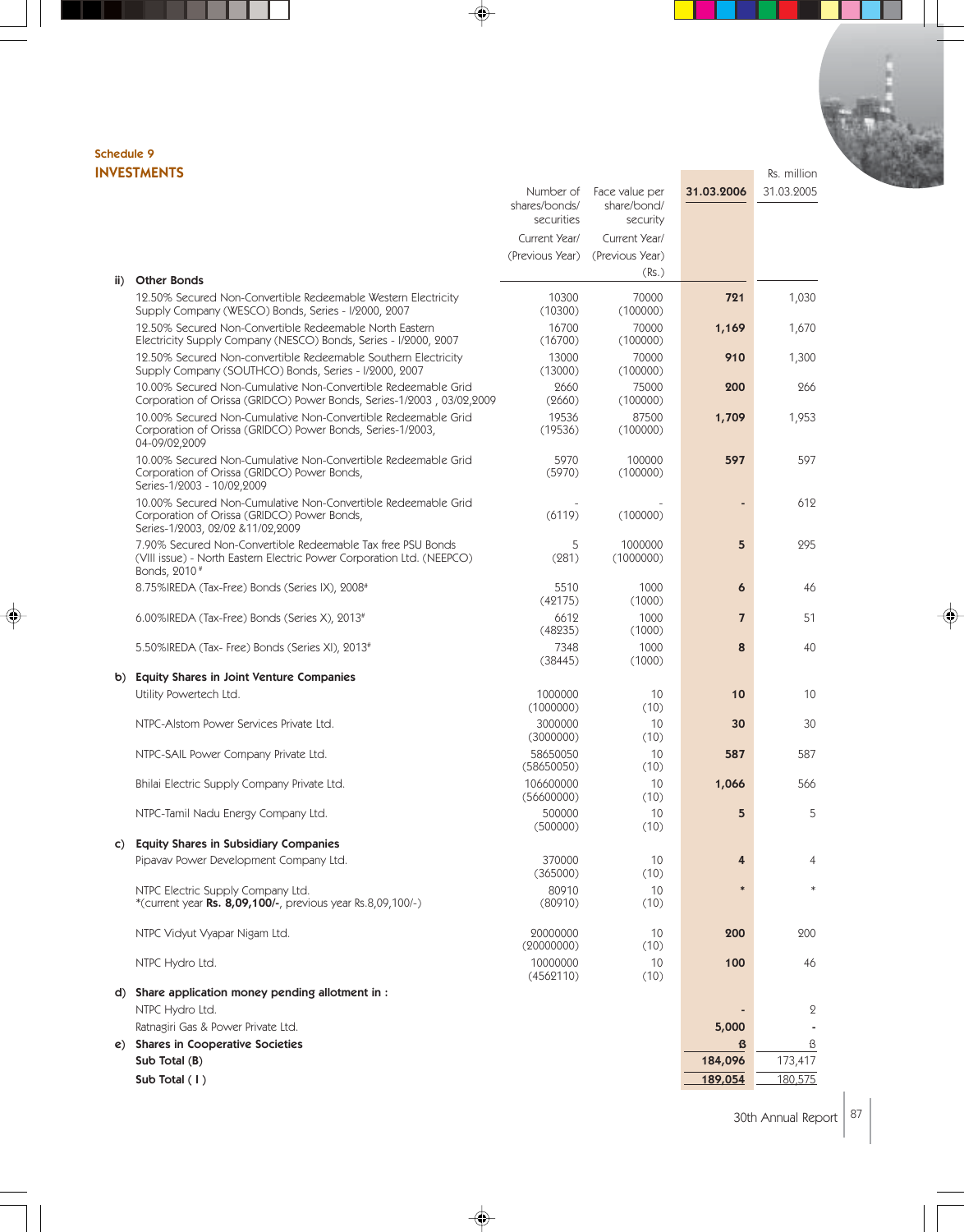**Schedule 9**

## INVESTMENTS

Rs. million

| | | Number of shares/bonds/ securities Current Year/ (Previous Year) | Face value per share/bond/ security Current Year/ (Previous Year) (Rs.) | 31.03.2006 | 31.03.2005 |
|---|---|---|---|---|---|
| ii) | **Other Bonds** | | | | |
| | 12.50% Secured Non-Convertible Redeemable Western Electricity Supply Company (WESCO) Bonds, Series - I/2000, 2007 | 10300 (10300) | 70000 (100000) | **721** | 1,030 |
| | 12.50% Secured Non-Convertible Redeemable North Eastern Electricity Supply Company (NESCO) Bonds, Series - I/2000, 2007 | 16700 (16700) | 70000 (100000) | **1,169** | 1,670 |
| | 12.50% Secured Non-convertible Redeemable Southern Electricity Supply Company (SOUTHCO) Bonds, Series - I/2000, 2007 | 13000 (13000) | 70000 (100000) | **910** | 1,300 |
| | 10.00% Secured Non-Cumulative Non-Convertible Redeemable Grid Corporation of Orissa (GRIDCO) Power Bonds, Series-1/2003 , 03/02,2009 | 2660 (2660) | 75000 (100000) | **200** | 266 |
| | 10.00% Secured Non-Cumulative Non-Convertible Redeemable Grid Corporation of Orissa (GRIDCO) Power Bonds, Series-1/2003, 04-09/02,2009 | 19536 (19536) | 87500 (100000) | **1,709** | 1,953 |
| | 10.00% Secured Non-Cumulative Non-Convertible Redeemable Grid Corporation of Orissa (GRIDCO) Power Bonds, Series-1/2003 - 10/02,2009 | 5970 (5970) | 100000 (100000) | **597** | 597 |
| | 10.00% Secured Non-Cumulative Non-Convertible Redeemable Grid Corporation of Orissa (GRIDCO) Power Bonds, Series-1/2003, 02/02 &11/02,2009 | - (6119) | - (100000) | **-** | 612 |
| | 7.90% Secured Non-Convertible Redeemable Tax free PSU Bonds (VIII issue) - North Eastern Electric Power Corporation Ltd. (NEEPCO) Bonds, 2010 # | 5 (281) | 1000000 (1000000) | **5** | 295 |
| | 8.75%IREDA (Tax-Free) Bonds (Series IX), 2008# | 5510 (42175) | 1000 (1000) | **6** | 46 |
| | 6.00%IREDA (Tax-Free) Bonds (Series X), 2013# | 6612 (48235) | 1000 (1000) | **7** | 51 |
| | 5.50%IREDA (Tax- Free) Bonds (Series XI), 2013# | 7348 (38445) | 1000 (1000) | **8** | 40 |
| b) | **Equity Shares in Joint Venture Companies** | | | | |
| | Utility Powertech Ltd. | 1000000 (1000000) | 10 (10) | **10** | 10 |
| | NTPC-Alstom Power Services Private Ltd. | 3000000 (3000000) | 10 (10) | **30** | 30 |
| | NTPC-SAIL Power Company Private Ltd. | 58650050 (58650050) | 10 (10) | **587** | 587 |
| | Bhilai Electric Supply Company Private Ltd. | 106600000 (56600000) | 10 (10) | **1,066** | 566 |
| | NTPC-Tamil Nadu Energy Company Ltd. | 500000 (500000) | 10 (10) | **5** | 5 |
| c) | **Equity Shares in Subsidiary Companies** | | | | |
| | Pipavav Power Development Company Ltd. | 370000 (365000) | 10 (10) | **4** | 4 |
| | NTPC Electric Supply Company Ltd. *(current year **Rs. 8,09,100/-**, previous year Rs.8,09,100/-) | 80910 (80910) | 10 (10) | ***** | * |
| | NTPC Vidyut Vyapar Nigam Ltd. | 20000000 (20000000) | 10 (10) | **200** | 200 |
| | NTPC Hydro Ltd. | 10000000 (4562110) | 10 (10) | **100** | 46 |
| d) | **Share application money pending allotment in :** | | | | |
| | NTPC Hydro Ltd. | | | **-** | 2 |
| | Ratnagiri Gas & Power Private Ltd. | | | **5,000** | - |
| e) | **Shares in Cooperative Societies** | | | **3** | 3 |
| | **Sub Total (B)** | | | **184,096** | 173,417 |
| | **Sub Total ( I )** | | | **189,054** | 180,575 |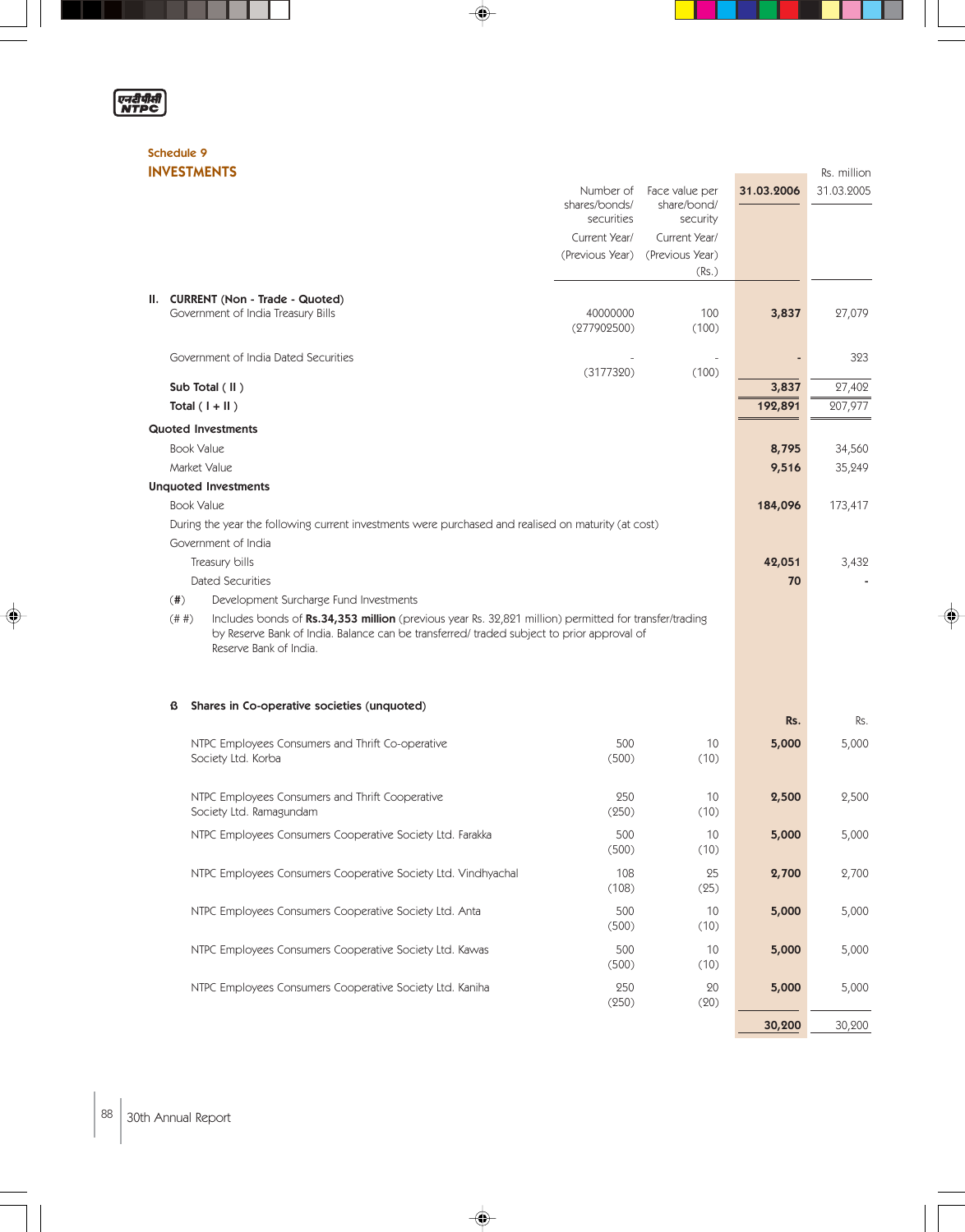## Schedule 9

## INVESTMENTS

Rs. million

| | Number of shares/bonds/ securities Current Year/ (Previous Year) | Face value per share/bond/ security Current Year/ (Previous Year) (Rs.) | 31.03.2006 | 31.03.2005 |
|---|---|---|---|---|
| **II. CURRENT (Non - Trade - Quoted)** | | | | |
| Government of India Treasury Bills | 40000000 (277902500) | 100 (100) | **3,837** | 27,079 |
| Government of India Dated Securities | - (3177320) | - (100) | **-** | 323 |
| **Sub Total ( II )** | | | **3,837** | 27,402 |
| **Total ( I + II )** | | | **192,891** | 207,977 |
| **Quoted Investments** | | | | |
| Book Value | | | **8,795** | 34,560 |
| Market Value | | | **9,516** | 35,249 |
| **Unquoted Investments** | | | | |
| Book Value | | | **184,096** | 173,417 |
| During the year the following current investments were purchased and realised on maturity (at cost) | | | | |
| Government of India | | | | |
| Treasury bills | | | **42,051** | 3,432 |
| Dated Securities | | | **70** | - |

(#) Development Surcharge Fund Investments

(# #) Includes bonds of **Rs.34,353 million** (previous year Rs. 32,821 million) permitted for transfer/trading by Reserve Bank of India. Balance can be transferred/ traded subject to prior approval of Reserve Bank of India.

**ß Shares in Co-operative societies (unquoted)**

| | | | **Rs.** | Rs. |
|---|---|---|---|---|
| NTPC Employees Consumers and Thrift Co-operative Society Ltd. Korba | 500 (500) | 10 (10) | **5,000** | 5,000 |
| NTPC Employees Consumers and Thrift Cooperative Society Ltd. Ramagundam | 250 (250) | 10 (10) | **2,500** | 2,500 |
| NTPC Employees Consumers Cooperative Society Ltd. Farakka | 500 (500) | 10 (10) | **5,000** | 5,000 |
| NTPC Employees Consumers Cooperative Society Ltd. Vindhyachal | 108 (108) | 25 (25) | **2,700** | 2,700 |
| NTPC Employees Consumers Cooperative Society Ltd. Anta | 500 (500) | 10 (10) | **5,000** | 5,000 |
| NTPC Employees Consumers Cooperative Society Ltd. Kawas | 500 (500) | 10 (10) | **5,000** | 5,000 |
| NTPC Employees Consumers Cooperative Society Ltd. Kaniha | 250 (250) | 20 (20) | **5,000** | 5,000 |
| | | | **30,200** | 30,200 |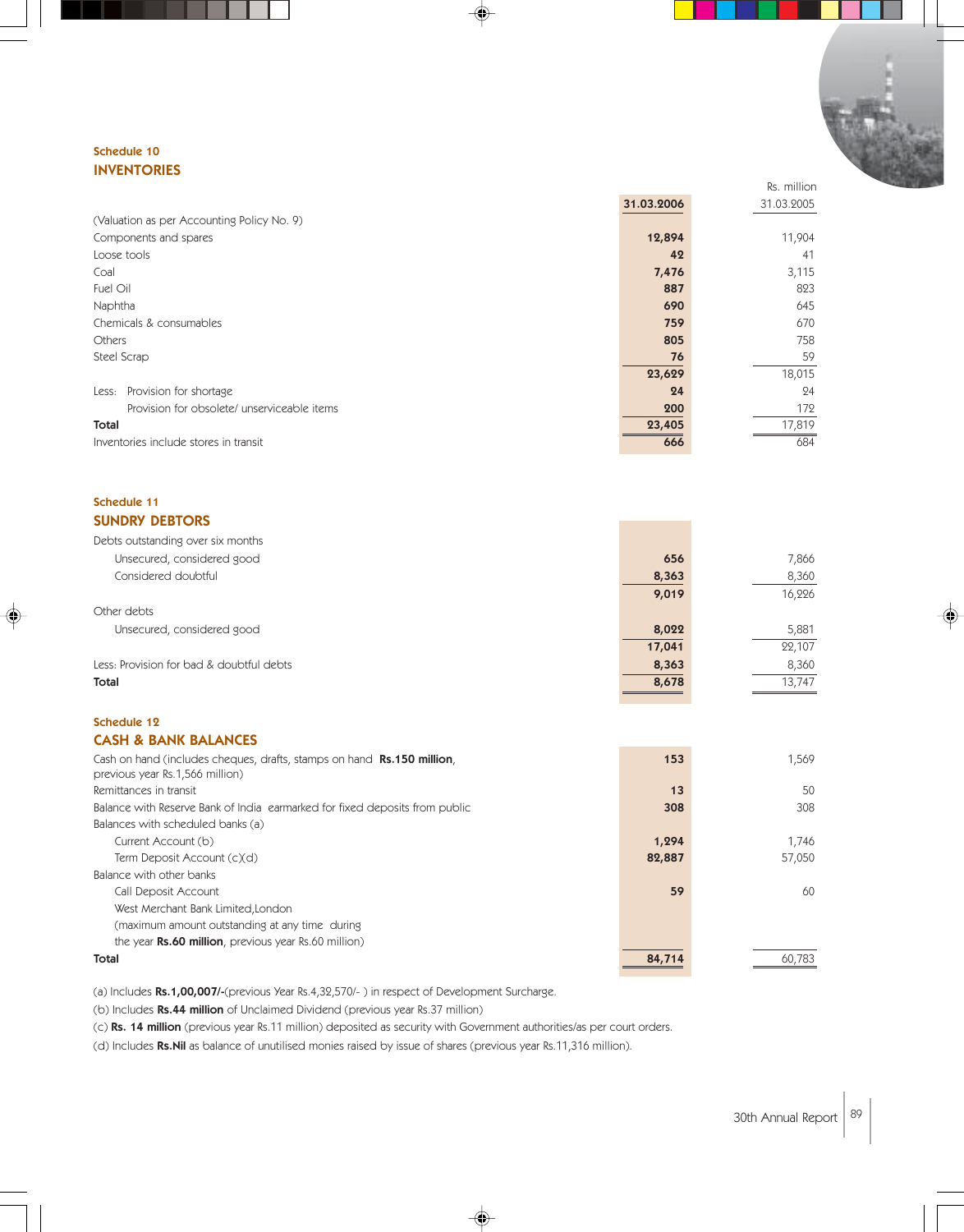### Schedule 10

## INVENTORIES

| | 31.03.2006 | Rs. million 31.03.2005 |
|---|---|---|
| (Valuation as per Accounting Policy No. 9) | | |
| Components and spares | **12,894** | 11,904 |
| Loose tools | **42** | 41 |
| Coal | **7,476** | 3,115 |
| Fuel Oil | **887** | 823 |
| Naphtha | **690** | 645 |
| Chemicals & consumables | **759** | 670 |
| Others | **805** | 758 |
| Steel Scrap | **76** | 59 |
| | **23,629** | 18,015 |
| Less: Provision for shortage | **24** | 24 |
| Provision for obsolete/ unserviceable items | **200** | 172 |
| **Total** | **23,405** | 17,819 |
| Inventories include stores in transit | **666** | 684 |

### Schedule 11

## SUNDRY DEBTORS

| | 31.03.2006 | 31.03.2005 |
|---|---|---|
| Debts outstanding over six months | | |
| Unsecured, considered good | **656** | 7,866 |
| Considered doubtful | **8,363** | 8,360 |
| | **9,019** | 16,226 |
| Other debts | | |
| Unsecured, considered good | **8,022** | 5,881 |
| | **17,041** | 22,107 |
| Less: Provision for bad & doubtful debts | **8,363** | 8,360 |
| **Total** | **8,678** | 13,747 |

### Schedule 12

## CASH & BANK BALANCES

| | 31.03.2006 | 31.03.2005 |
|---|---|---|
| Cash on hand (includes cheques, drafts, stamps on hand **Rs.150 million**, previous year Rs.1,566 million) | **153** | 1,569 |
| Remittances in transit | **13** | 50 |
| Balance with Reserve Bank of India earmarked for fixed deposits from public | **308** | 308 |
| Balances with scheduled banks (a) | | |
| Current Account (b) | **1,294** | 1,746 |
| Term Deposit Account (c)(d) | **82,887** | 57,050 |
| Balance with other banks | | |
| Call Deposit Account | **59** | 60 |
| West Merchant Bank Limited,London (maximum amount outstanding at any time during the year **Rs.60 million**, previous year Rs.60 million) | | |
| **Total** | **84,714** | 60,783 |

(a) Includes **Rs.1,00,007/-**(previous Year Rs.4,32,570/- ) in respect of Development Surcharge.

(b) Includes **Rs.44 million** of Unclaimed Dividend (previous year Rs.37 million)

(c) **Rs. 14 million** (previous year Rs.11 million) deposited as security with Government authorities/as per court orders.

(d) Includes **Rs.Nil** as balance of unutilised monies raised by issue of shares (previous year Rs.11,316 million).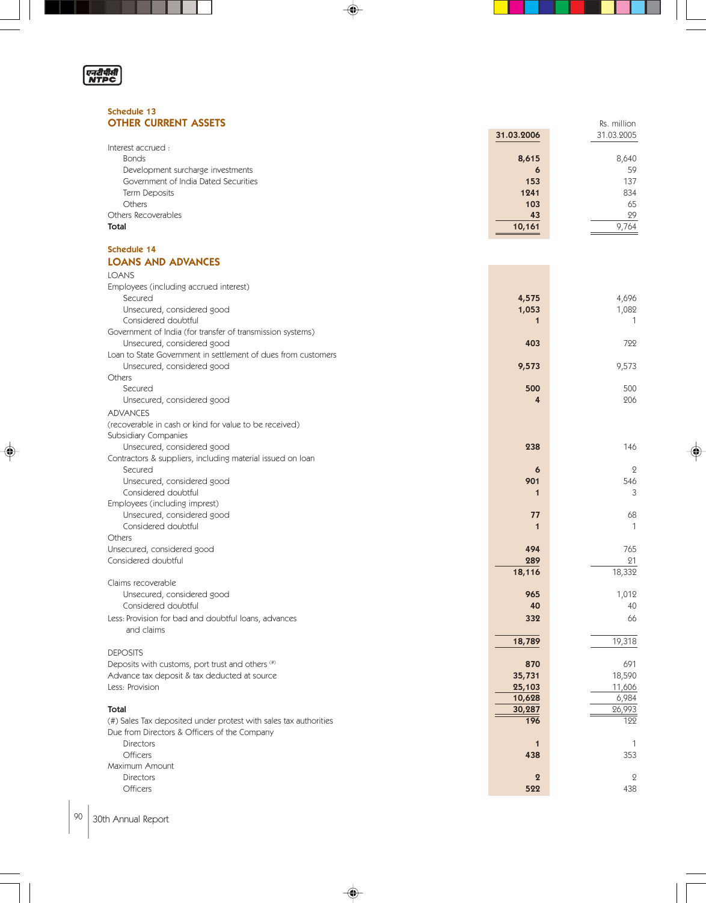## Schedule 13

## OTHER CURRENT ASSETS

Rs. million

| | 31.03.2006 | 31.03.2005 |
|---|---|---|
| Interest accrued : | | |
| Bonds | 8,615 | 8,640 |
| Development surcharge investments | 6 | 59 |
| Government of India Dated Securities | 153 | 137 |
| Term Deposits | 1241 | 834 |
| Others | 103 | 65 |
| Others Recoverables | 43 | 29 |
| **Total** | 10,161 | 9,764 |

## Schedule 14

## LOANS AND ADVANCES

| | 31.03.2006 | 31.03.2005 |
|---|---|---|
| LOANS | | |
| Employees (including accrued interest) | | |
| Secured | 4,575 | 4,696 |
| Unsecured, considered good | 1,053 | 1,082 |
| Considered doubtful | 1 | 1 |
| Government of India (for transfer of transmission systems) | | |
| Unsecured, considered good | 403 | 722 |
| Loan to State Government in settlement of dues from customers | | |
| Unsecured, considered good | 9,573 | 9,573 |
| Others | | |
| Secured | 500 | 500 |
| Unsecured, considered good | 4 | 206 |
| ADVANCES | | |
| (recoverable in cash or kind for value to be received) | | |
| Subsidiary Companies | | |
| Unsecured, considered good | 238 | 146 |
| Contractors & suppliers, including material issued on loan | | |
| Secured | 6 | 2 |
| Unsecured, considered good | 901 | 546 |
| Considered doubtful | 1 | 3 |
| Employees (including imprest) | | |
| Unsecured, considered good | 77 | 68 |
| Considered doubtful | 1 | 1 |
| Others | | |
| Unsecured, considered good | 494 | 765 |
| Considered doubtful | 289 | 21 |
| | 18,116 | 18,332 |
| Claims recoverable | | |
| Unsecured, considered good | 965 | 1,012 |
| Considered doubtful | 40 | 40 |
| Less: Provision for bad and doubtful loans, advances and claims | 332 | 66 |
| | 18,789 | 19,318 |
| DEPOSITS | | |
| Deposits with customs, port trust and others (#) | 870 | 691 |
| Advance tax deposit & tax deducted at source | 35,731 | 18,590 |
| Less: Provision | 25,103 | 11,606 |
| | 10,628 | 6,984 |
| **Total** | 30,287 | 26,993 |
| (#) Sales Tax deposited under protest with sales tax authorities | 196 | 122 |
| Due from Directors & Officers of the Company | | |
| Directors | 1 | 1 |
| Officers | 438 | 353 |
| Maximum Amount | | |
| Directors | 2 | 2 |
| Officers | 522 | 438 |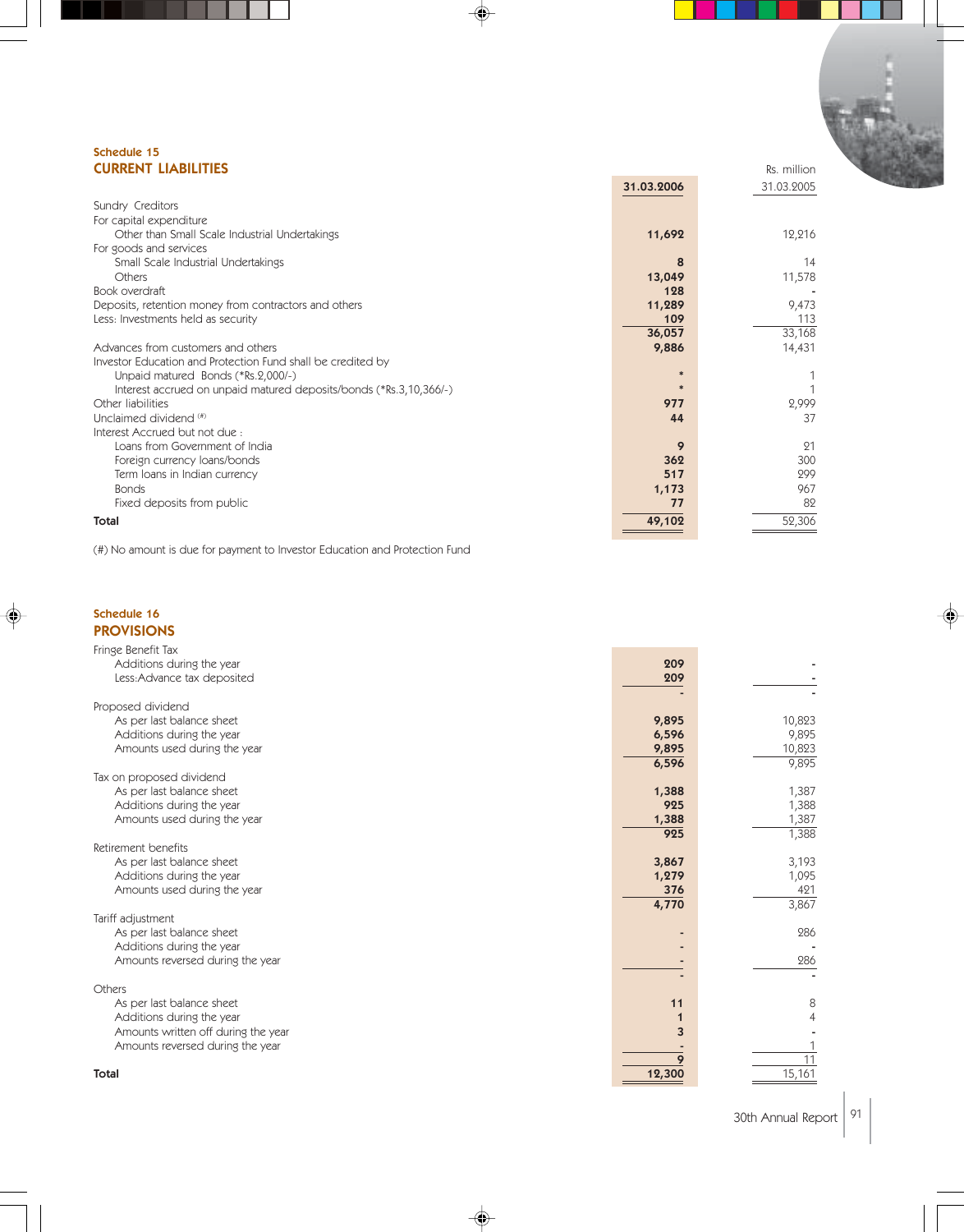## Schedule 15

## CURRENT LIABILITIES

Rs. million

| | 31.03.2006 | 31.03.2005 |
|---|---|---|
| Sundry Creditors | | |
| For capital expenditure | | |
| Other than Small Scale Industrial Undertakings | 11,692 | 12,216 |
| For goods and services | | |
| Small Scale Industrial Undertakings | 8 | 14 |
| Others | 13,049 | 11,578 |
| Book overdraft | 128 | - |
| Deposits, retention money from contractors and others | 11,289 | 9,473 |
| Less: Investments held as security | 109 | 113 |
| | 36,057 | 33,168 |
| Advances from customers and others | 9,886 | 14,431 |
| Investor Education and Protection Fund shall be credited by | | |
| Unpaid matured Bonds (*Rs.2,000/-) | * | 1 |
| Interest accrued on unpaid matured deposits/bonds (*Rs.3,10,366/-) | * | 1 |
| Other liabilities | 977 | 2,999 |
| Unclaimed dividend (#) | 44 | 37 |
| Interest Accrued but not due : | | |
| Loans from Government of India | 9 | 21 |
| Foreign currency loans/bonds | 362 | 300 |
| Term loans in Indian currency | 517 | 299 |
| Bonds | 1,173 | 967 |
| Fixed deposits from public | 77 | 82 |
| **Total** | 49,102 | 52,306 |

(#) No amount is due for payment to Investor Education and Protection Fund

## Schedule 16

## PROVISIONS

| | 31.03.2006 | 31.03.2005 |
|---|---|---|
| Fringe Benefit Tax | | |
| Additions during the year | 209 | - |
| Less:Advance tax deposited | 209 | - |
| | - | - |
| Proposed dividend | | |
| As per last balance sheet | 9,895 | 10,823 |
| Additions during the year | 6,596 | 9,895 |
| Amounts used during the year | 9,895 | 10,823 |
| | 6,596 | 9,895 |
| Tax on proposed dividend | | |
| As per last balance sheet | 1,388 | 1,387 |
| Additions during the year | 925 | 1,388 |
| Amounts used during the year | 1,388 | 1,387 |
| | 925 | 1,388 |
| Retirement benefits | | |
| As per last balance sheet | 3,867 | 3,193 |
| Additions during the year | 1,279 | 1,095 |
| Amounts used during the year | 376 | 421 |
| | 4,770 | 3,867 |
| Tariff adjustment | | |
| As per last balance sheet | - | 286 |
| Additions during the year | - | - |
| Amounts reversed during the year | - | 286 |
| | - | - |
| Others | | |
| As per last balance sheet | 11 | 8 |
| Additions during the year | 1 | 4 |
| Amounts written off during the year | 3 | - |
| Amounts reversed during the year | - | 1 |
| | 9 | 11 |
| **Total** | 12,300 | 15,161 |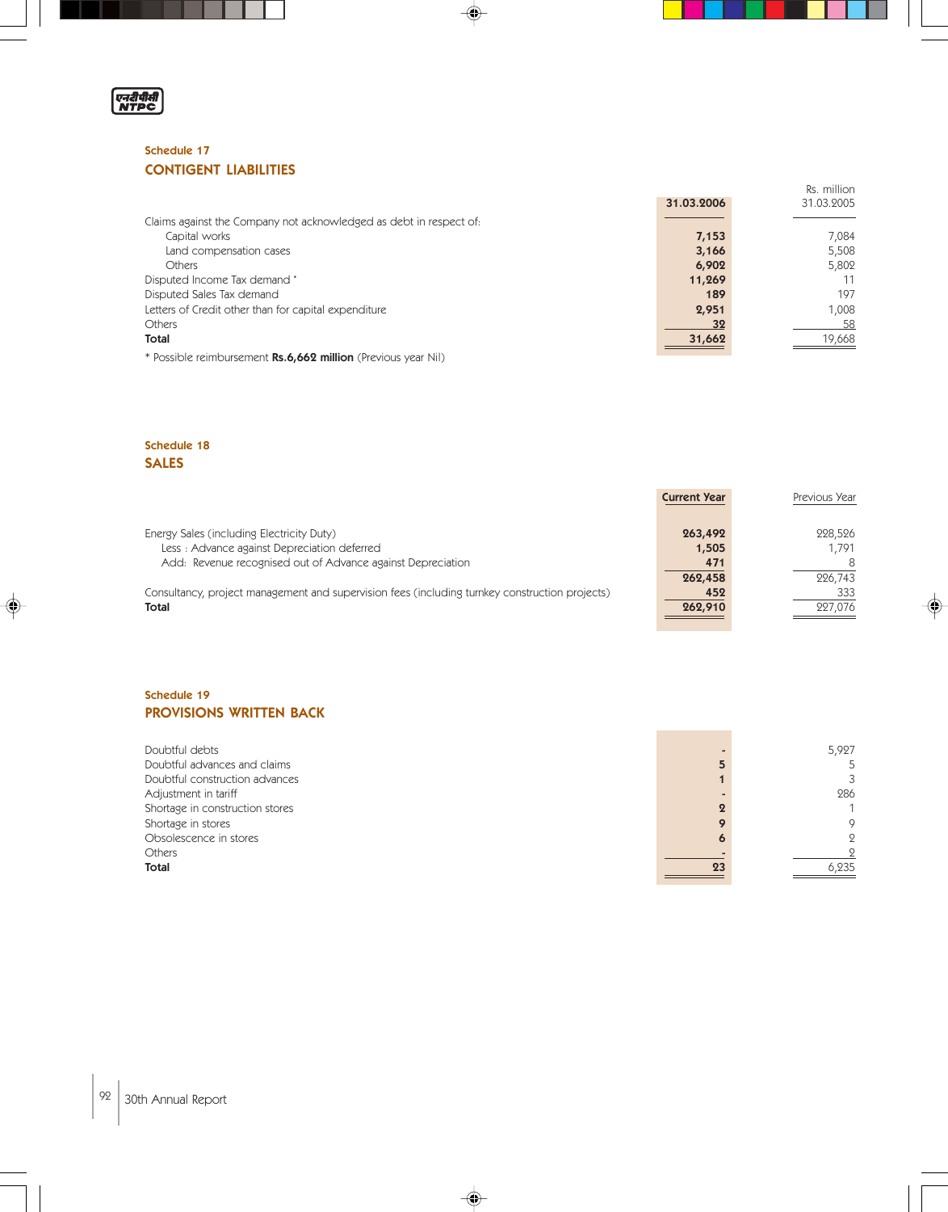## Schedule 17

## CONTIGENT LIABILITIES

Rs. million

| | 31.03.2006 | 31.03.2005 |
|---|---|---|
| Claims against the Company not acknowledged as debt in respect of: | | |
| Capital works | **7,153** | 7,084 |
| Land compensation cases | **3,166** | 5,508 |
| Others | **6,902** | 5,802 |
| Disputed Income Tax demand * | **11,269** | 11 |
| Disputed Sales Tax demand | **189** | 197 |
| Letters of Credit other than for capital expenditure | **2,951** | 1,008 |
| Others | **32** | 58 |
| **Total** | **31,662** | 19,668 |

* Possible reimbursement **Rs.6,662 million** (Previous year Nil)

## Schedule 18

## SALES

| | Current Year | Previous Year |
|---|---|---|
| Energy Sales (including Electricity Duty) | **263,492** | 228,526 |
| Less : Advance against Depreciation deferred | **1,505** | 1,791 |
| Add: Revenue recognised out of Advance against Depreciation | **471** | 8 |
| | **262,458** | 226,743 |
| Consultancy, project management and supervision fees (including turnkey construction projects) | **452** | 333 |
| **Total** | **262,910** | 227,076 |

## Schedule 19

## PROVISIONS WRITTEN BACK

| | Current Year | Previous Year |
|---|---|---|
| Doubtful debts | **-** | 5,927 |
| Doubtful advances and claims | **5** | 5 |
| Doubtful construction advances | **1** | 3 |
| Adjustment in tariff | **-** | 286 |
| Shortage in construction stores | **2** | 1 |
| Shortage in stores | **9** | 9 |
| Obsolescence in stores | **6** | 2 |
| Others | **-** | 2 |
| **Total** | **23** | 6,235 |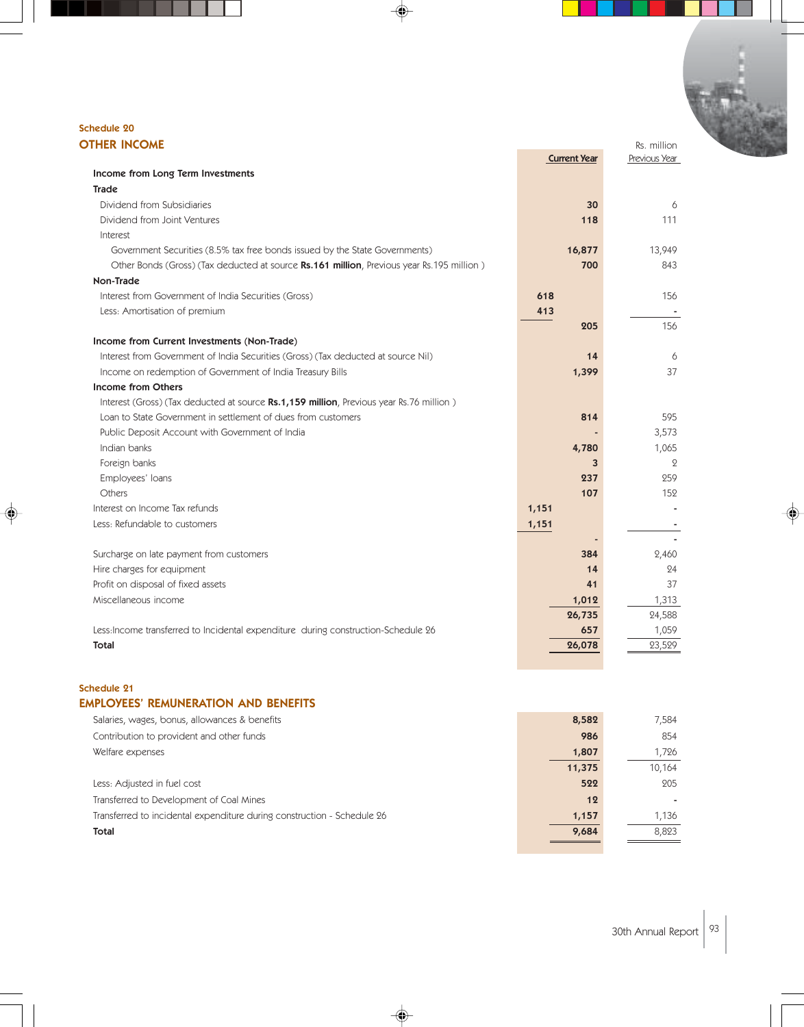## Schedule 20

## OTHER INCOME

Rs. million

| | | Current Year | Previous Year |
|---|---|---|---|
| **Income from Long Term Investments** | | | |
| **Trade** | | | |
| Dividend from Subsidiaries | | 30 | 6 |
| Dividend from Joint Ventures | | 118 | 111 |
| Interest | | | |
| Government Securities (8.5% tax free bonds issued by the State Governments) | | 16,877 | 13,949 |
| Other Bonds (Gross) (Tax deducted at source **Rs.161 million**, Previous year Rs.195 million ) | | 700 | 843 |
| **Non-Trade** | | | |
| Interest from Government of India Securities (Gross) | 618 | | 156 |
| Less: Amortisation of premium | 413 | | - |
| | | 205 | 156 |
| **Income from Current Investments (Non-Trade)** | | | |
| Interest from Government of India Securities (Gross) (Tax deducted at source Nil) | | 14 | 6 |
| Income on redemption of Government of India Treasury Bills | | 1,399 | 37 |
| **Income from Others** | | | |
| Interest (Gross) (Tax deducted at source **Rs.1,159 million**, Previous year Rs.76 million ) | | | |
| Loan to State Government in settlement of dues from customers | | 814 | 595 |
| Public Deposit Account with Government of India | | - | 3,573 |
| Indian banks | | 4,780 | 1,065 |
| Foreign banks | | 3 | 2 |
| Employees' loans | | 237 | 259 |
| Others | | 107 | 152 |
| Interest on Income Tax refunds | 1,151 | | - |
| Less: Refundable to customers | 1,151 | | - |
| | | - | - |
| Surcharge on late payment from customers | | 384 | 2,460 |
| Hire charges for equipment | | 14 | 24 |
| Profit on disposal of fixed assets | | 41 | 37 |
| Miscellaneous income | | 1,012 | 1,313 |
| | | 26,735 | 24,588 |
| Less:Income transferred to Incidental expenditure during construction-Schedule 26 | | 657 | 1,059 |
| **Total** | | 26,078 | 23,529 |

## Schedule 21

## EMPLOYEES' REMUNERATION AND BENEFITS

| | Current Year | Previous Year |
|---|---|---|
| Salaries, wages, bonus, allowances & benefits | 8,582 | 7,584 |
| Contribution to provident and other funds | 986 | 854 |
| Welfare expenses | 1,807 | 1,726 |
| | 11,375 | 10,164 |
| Less: Adjusted in fuel cost | 522 | 205 |
| Transferred to Development of Coal Mines | 12 | - |
| Transferred to incidental expenditure during construction - Schedule 26 | 1,157 | 1,136 |
| **Total** | 9,684 | 8,823 |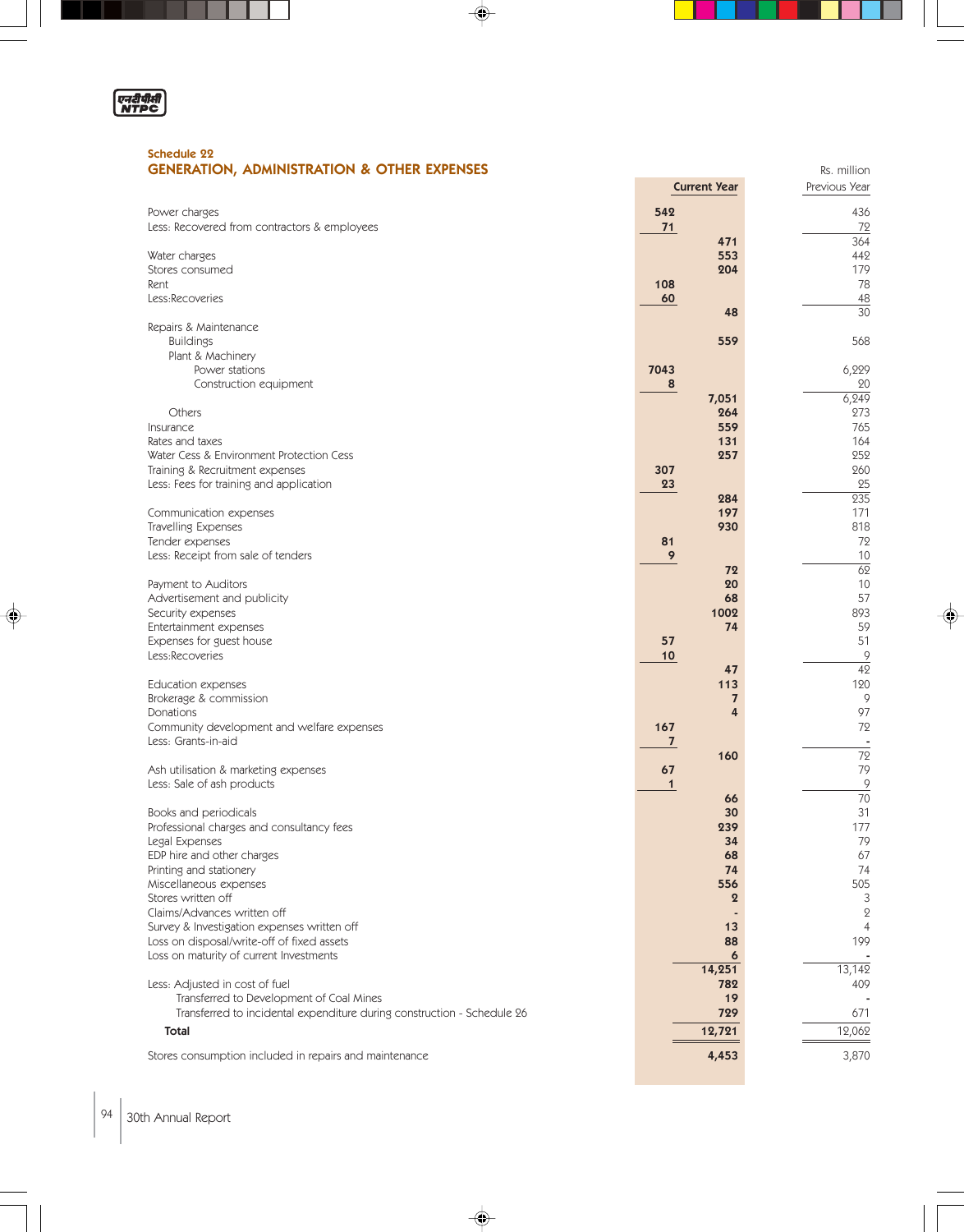## Schedule 22
## GENERATION, ADMINISTRATION & OTHER EXPENSES

Rs. million

| | Current Year | | Previous Year |
|---|---|---|---|
| Power charges | 542 | | 436 |
| Less: Recovered from contractors & employees | 71 | | 72 |
| | | 471 | 364 |
| Water charges | | 553 | 442 |
| Stores consumed | | 204 | 179 |
| Rent | 108 | | 78 |
| Less:Recoveries | 60 | | 48 |
| | | 48 | 30 |
| Repairs & Maintenance | | | |
| Buildings | | 559 | 568 |
| Plant & Machinery | | | |
| Power stations | 7043 | | 6,229 |
| Construction equipment | 8 | | 20 |
| | | 7,051 | 6,249 |
| Others | | 264 | 273 |
| Insurance | | 559 | 765 |
| Rates and taxes | | 131 | 164 |
| Water Cess & Environment Protection Cess | | 257 | 252 |
| Training & Recruitment expenses | 307 | | 260 |
| Less: Fees for training and application | 23 | | 25 |
| | | 284 | 235 |
| Communication expenses | | 197 | 171 |
| Travelling Expenses | | 930 | 818 |
| Tender expenses | 81 | | 72 |
| Less: Receipt from sale of tenders | 9 | | 10 |
| | | 72 | 62 |
| Payment to Auditors | | 20 | 10 |
| Advertisement and publicity | | 68 | 57 |
| Security expenses | | 1002 | 893 |
| Entertainment expenses | | 74 | 59 |
| Expenses for guest house | 57 | | 51 |
| Less:Recoveries | 10 | | 9 |
| | | 47 | 42 |
| Education expenses | | 113 | 120 |
| Brokerage & commission | | 7 | 9 |
| Donations | | 4 | 97 |
| Community development and welfare expenses | 167 | | 72 |
| Less: Grants-in-aid | 7 | | - |
| | | 160 | 72 |
| Ash utilisation & marketing expenses | 67 | | 79 |
| Less: Sale of ash products | 1 | | 9 |
| | | 66 | 70 |
| Books and periodicals | | 30 | 31 |
| Professional charges and consultancy fees | | 239 | 177 |
| Legal Expenses | | 34 | 79 |
| EDP hire and other charges | | 68 | 67 |
| Printing and stationery | | 74 | 74 |
| Miscellaneous expenses | | 556 | 505 |
| Stores written off | | 2 | 3 |
| Claims/Advances written off | | - | 2 |
| Survey & Investigation expenses written off | | 13 | 4 |
| Loss on disposal/write-off of fixed assets | | 88 | 199 |
| Loss on maturity of current Investments | | 6 | - |
| | | 14,251 | 13,142 |
| Less: Adjusted in cost of fuel | | 782 | 409 |
| Transferred to Development of Coal Mines | | 19 | - |
| Transferred to incidental expenditure during construction - Schedule 26 | | 729 | 671 |
| **Total** | | **12,721** | 12,062 |
| Stores consumption included in repairs and maintenance | | 4,453 | 3,870 |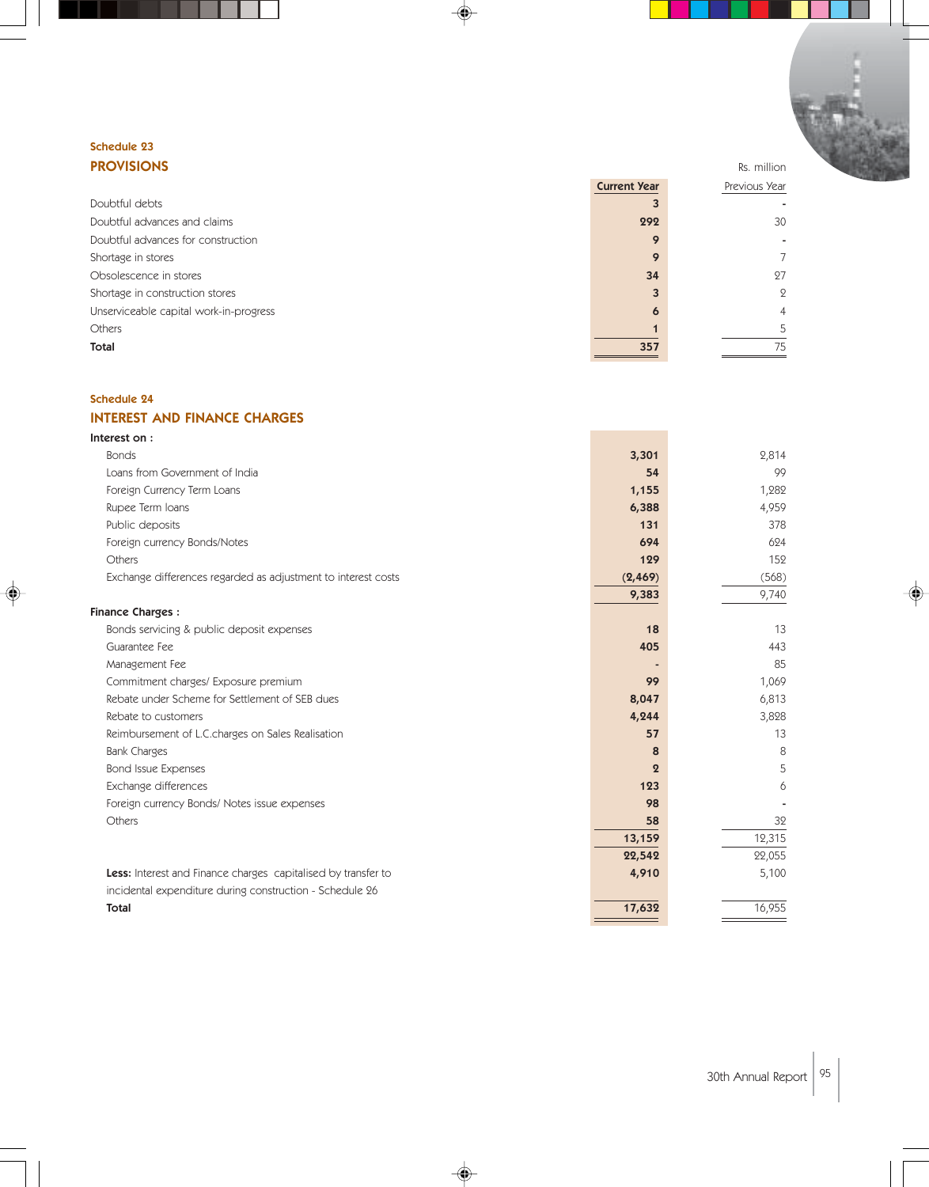Schedule 23

## PROVISIONS

Rs. million

| | Current Year | Previous Year |
|---|---|---|
| Doubtful debts | 3 | - |
| Doubtful advances and claims | 292 | 30 |
| Doubtful advances for construction | 9 | - |
| Shortage in stores | 9 | 7 |
| Obsolescence in stores | 34 | 27 |
| Shortage in construction stores | 3 | 2 |
| Unserviceable capital work-in-progress | 6 | 4 |
| Others | 1 | 5 |
| **Total** | **357** | 75 |

Schedule 24

## INTEREST AND FINANCE CHARGES

| | Current Year | Previous Year |
|---|---|---|
| **Interest on :** | | |
| Bonds | 3,301 | 2,814 |
| Loans from Government of India | 54 | 99 |
| Foreign Currency Term Loans | 1,155 | 1,282 |
| Rupee Term loans | 6,388 | 4,959 |
| Public deposits | 131 | 378 |
| Foreign currency Bonds/Notes | 694 | 624 |
| Others | 129 | 152 |
| Exchange differences regarded as adjustment to interest costs | (2,469) | (568) |
| | 9,383 | 9,740 |
| **Finance Charges :** | | |
| Bonds servicing & public deposit expenses | 18 | 13 |
| Guarantee Fee | 405 | 443 |
| Management Fee | - | 85 |
| Commitment charges/ Exposure premium | 99 | 1,069 |
| Rebate under Scheme for Settlement of SEB dues | 8,047 | 6,813 |
| Rebate to customers | 4,244 | 3,828 |
| Reimbursement of L.C.charges on Sales Realisation | 57 | 13 |
| Bank Charges | 8 | 8 |
| Bond Issue Expenses | 2 | 5 |
| Exchange differences | 123 | 6 |
| Foreign currency Bonds/ Notes issue expenses | 98 | - |
| Others | 58 | 32 |
| | 13,159 | 12,315 |
| | 22,542 | 22,055 |
| **Less:** Interest and Finance charges capitalised by transfer to incidental expenditure during construction - Schedule 26 | 4,910 | 5,100 |
| **Total** | **17,632** | 16,955 |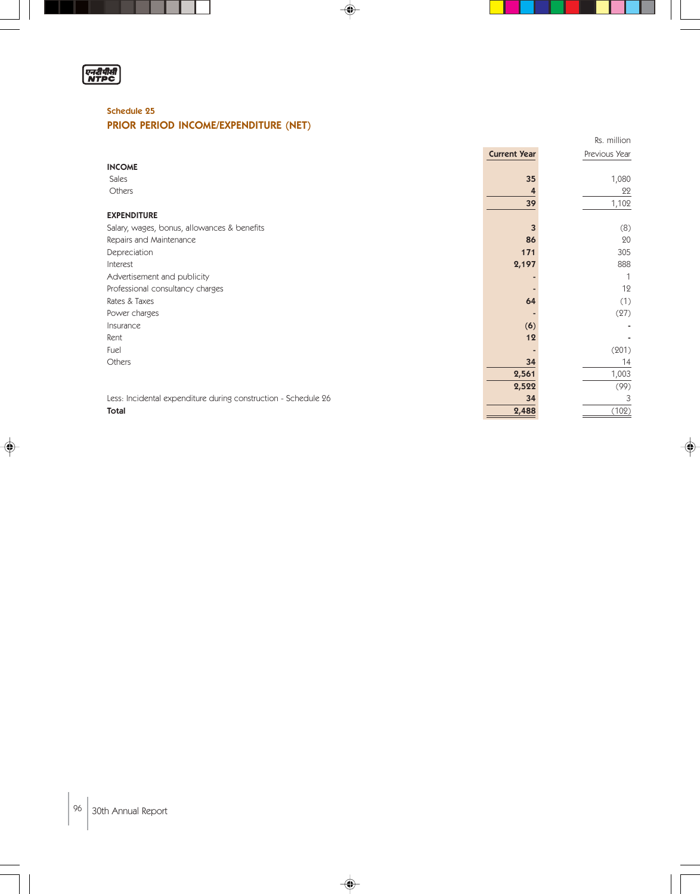Schedule 25

## PRIOR PERIOD INCOME/EXPENDITURE (NET)

Rs. million

| | Current Year | Previous Year |
|---|---|---|
| **INCOME** | | |
| Sales | **35** | 1,080 |
| Others | **4** | 22 |
| | **39** | 1,102 |
| **EXPENDITURE** | | |
| Salary, wages, bonus, allowances & benefits | **3** | (8) |
| Repairs and Maintenance | **86** | 20 |
| Depreciation | **171** | 305 |
| Interest | **2,197** | 888 |
| Advertisement and publicity | **-** | 1 |
| Professional consultancy charges | **-** | 12 |
| Rates & Taxes | **64** | (1) |
| Power charges | **-** | (27) |
| Insurance | **(6)** | - |
| Rent | **12** | - |
| Fuel | **-** | (201) |
| Others | **34** | 14 |
| | **2,561** | 1,003 |
| | **2,522** | (99) |
| Less: Incidental expenditure during construction - Schedule 26 | **34** | 3 |
| **Total** | **2,488** | (102) |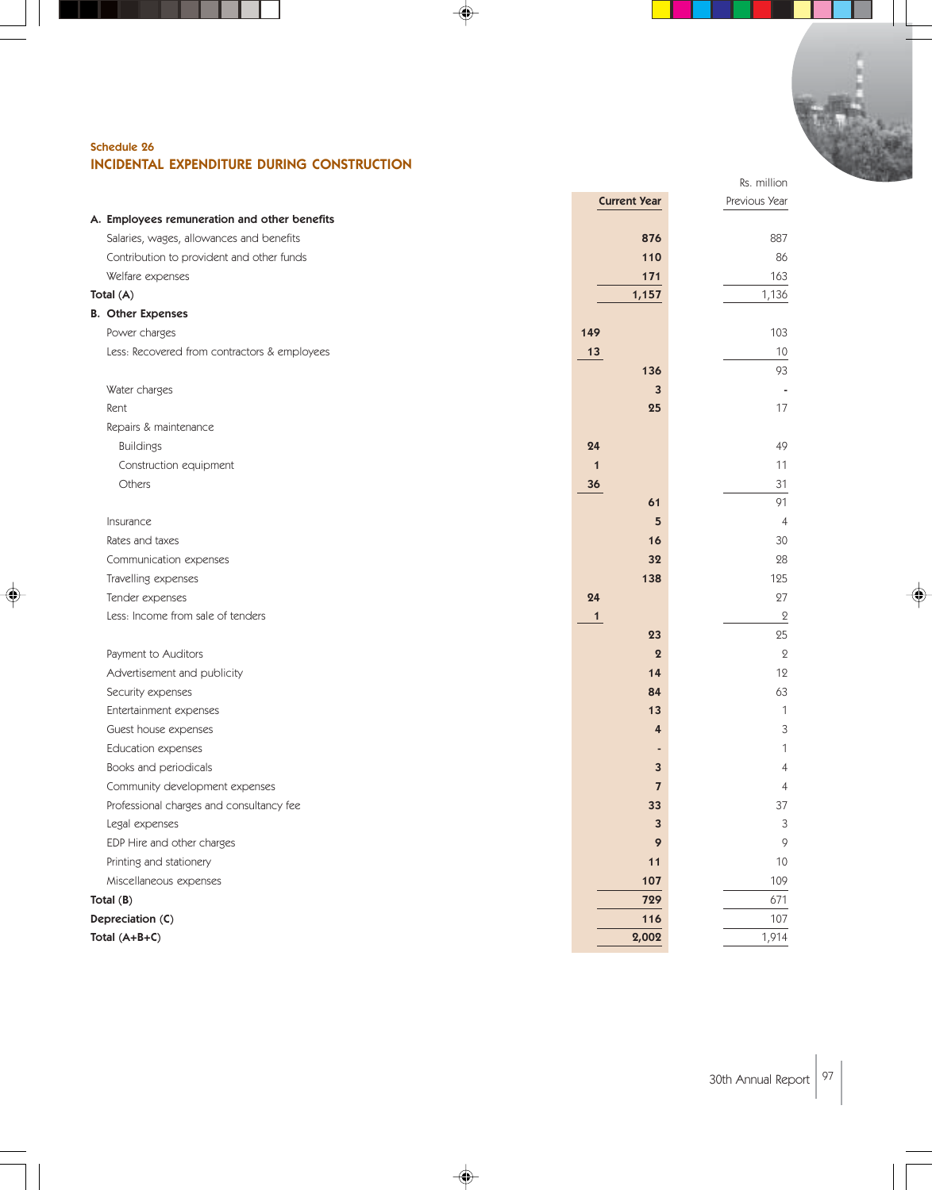Schedule 26

## INCIDENTAL EXPENDITURE DURING CONSTRUCTION

Rs. million

| | | Current Year | Previous Year |
|---|---|---|---|
| **A. Employees remuneration and other benefits** | | | |
| Salaries, wages, allowances and benefits | | 876 | 887 |
| Contribution to provident and other funds | | 110 | 86 |
| Welfare expenses | | 171 | 163 |
| **Total (A)** | | 1,157 | 1,136 |
| **B. Other Expenses** | | | |
| Power charges | 149 | | 103 |
| Less: Recovered from contractors & employees | 13 | | 10 |
| | | 136 | 93 |
| Water charges | | 3 | - |
| Rent | | 25 | 17 |
| Repairs & maintenance | | | |
| Buildings | 24 | | 49 |
| Construction equipment | 1 | | 11 |
| Others | 36 | | 31 |
| | | 61 | 91 |
| Insurance | | 5 | 4 |
| Rates and taxes | | 16 | 30 |
| Communication expenses | | 32 | 28 |
| Travelling expenses | | 138 | 125 |
| Tender expenses | 24 | | 27 |
| Less: Income from sale of tenders | 1 | | 2 |
| | | 23 | 25 |
| Payment to Auditors | | 2 | 2 |
| Advertisement and publicity | | 14 | 12 |
| Security expenses | | 84 | 63 |
| Entertainment expenses | | 13 | 1 |
| Guest house expenses | | 4 | 3 |
| Education expenses | | - | 1 |
| Books and periodicals | | 3 | 4 |
| Community development expenses | | 7 | 4 |
| Professional charges and consultancy fee | | 33 | 37 |
| Legal expenses | | 3 | 3 |
| EDP Hire and other charges | | 9 | 9 |
| Printing and stationery | | 11 | 10 |
| Miscellaneous expenses | | 107 | 109 |
| **Total (B)** | | 729 | 671 |
| **Depreciation (C)** | | 116 | 107 |
| **Total (A+B+C)** | | 2,002 | 1,914 |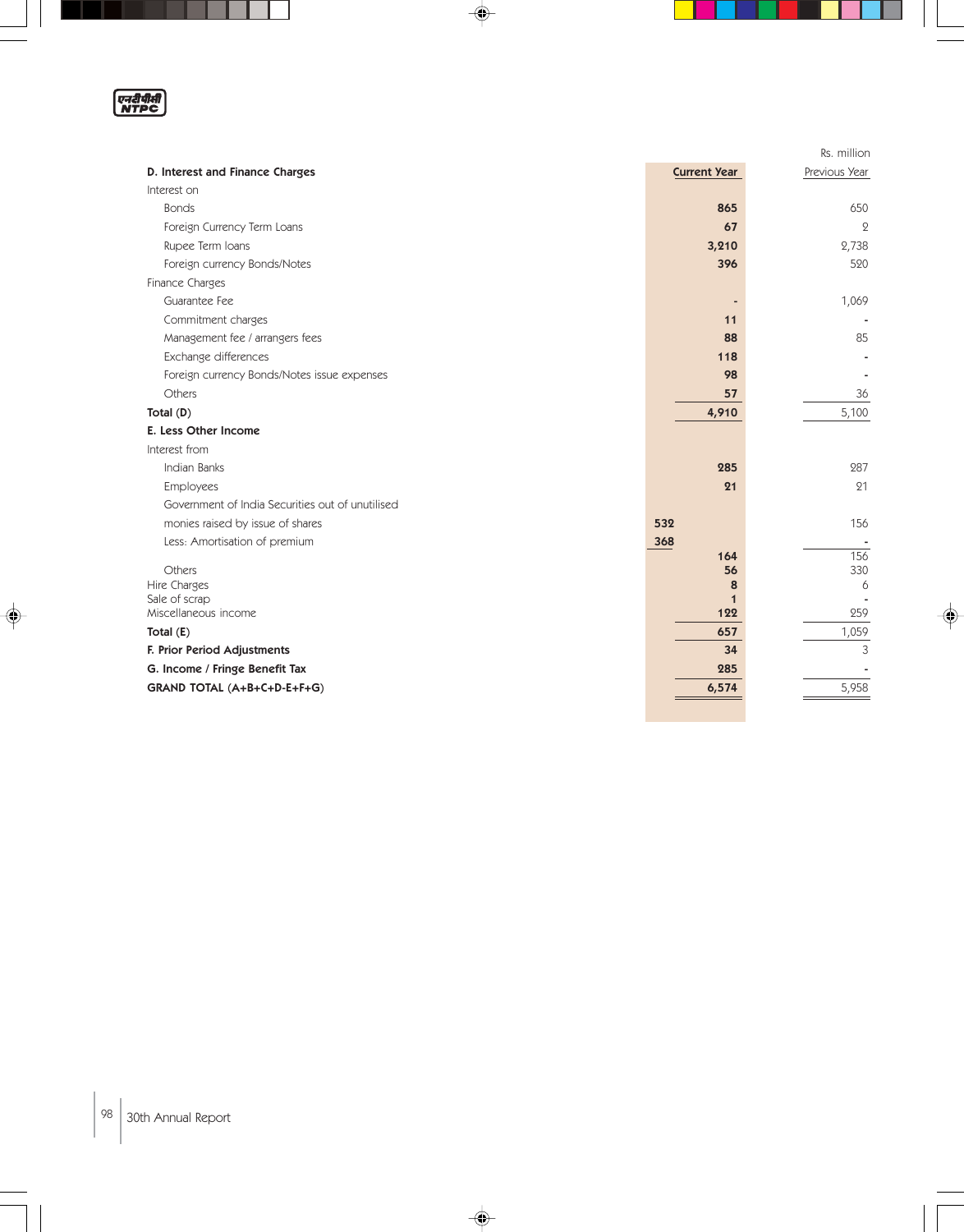Rs. million

| D. Interest and Finance Charges | | Current Year | Previous Year |
|---|---|---|---|
| Interest on | | | |
| Bonds | | 865 | 650 |
| Foreign Currency Term Loans | | 67 | 2 |
| Rupee Term loans | | 3,210 | 2,738 |
| Foreign currency Bonds/Notes | | 396 | 520 |
| Finance Charges | | | |
| Guarantee Fee | | - | 1,069 |
| Commitment charges | | 11 | - |
| Management fee / arrangers fees | | 88 | 85 |
| Exchange differences | | 118 | - |
| Foreign currency Bonds/Notes issue expenses | | 98 | - |
| Others | | 57 | 36 |
| **Total (D)** | | **4,910** | 5,100 |
| **E. Less Other Income** | | | |
| Interest from | | | |
| Indian Banks | | 285 | 287 |
| Employees | | 21 | 21 |
| Government of India Securities out of unutilised monies raised by issue of shares | 532 | | 156 |
| Less: Amortisation of premium | 368 | | - |
| | | 164 | 156 |
| Others | | 56 | 330 |
| Hire Charges | | 8 | 6 |
| Sale of scrap | | 1 | - |
| Miscellaneous income | | 122 | 259 |
| **Total (E)** | | **657** | 1,059 |
| **F. Prior Period Adjustments** | | 34 | 3 |
| **G. Income / Fringe Benefit Tax** | | 285 | - |
| **GRAND TOTAL (A+B+C+D-E+F+G)** | | **6,574** | 5,958 |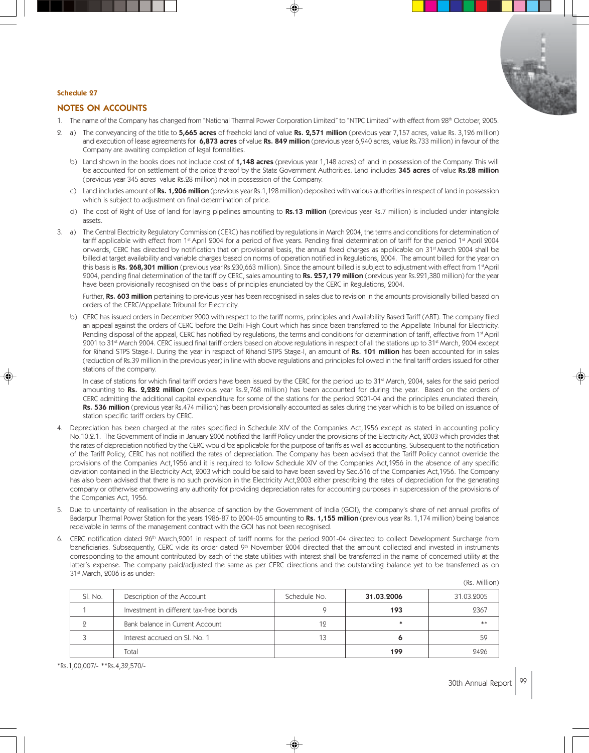Schedule 27

## NOTES ON ACCOUNTS

1. The name of the Company has changed from "National Thermal Power Corporation Limited" to "NTPC Limited" with effect from 28th October, 2005.

2. a) The conveyancing of the title to **5,665 acres** of freehold land of value **Rs. 2,571 million** (previous year 7,157 acres, value Rs. 3,126 million) and execution of lease agreements for **6,873 acres** of value **Rs. 849 million** (previous year 6,940 acres, value Rs.733 million) in favour of the Company are awaiting completion of legal formalities.

   b) Land shown in the books does not include cost of **1,148 acres** (previous year 1,148 acres) of land in possession of the Company. This will be accounted for on settlement of the price thereof by the State Government Authorities. Land includes **345 acres** of value **Rs.28 million** (previous year 345 acres value Rs.28 million) not in possession of the Company.

   c) Land includes amount of **Rs. 1,206 million** (previous year Rs.1,128 million) deposited with various authorities in respect of land in possession which is subject to adjustment on final determination of price.

   d) The cost of Right of Use of land for laying pipelines amounting to **Rs.13 million** (previous year Rs.7 million) is included under intangible assets.

3. a) The Central Electricity Regulatory Commission (CERC) has notified by regulations in March 2004, the terms and conditions for determination of tariff applicable with effect from 1st April 2004 for a period of five years. Pending final determination of tariff for the period 1st April 2004 onwards, CERC has directed by notification that on provisional basis, the annual fixed charges as applicable on 31st March 2004 shall be billed at target availability and variable charges based on norms of operation notified in Regulations, 2004. The amount billed for the year on this basis is **Rs. 268,301 million** (previous year Rs.230,663 million). Since the amount billed is subject to adjustment with effect from 1st April 2004, pending final determination of the tariff by CERC, sales amounting to **Rs. 257,179 million** (previous year Rs.221,380 million) for the year have been provisionally recognised on the basis of principles enunciated by the CERC in Regulations, 2004.

   Further, **Rs. 603 million** pertaining to previous year has been recognised in sales due to revision in the amounts provisionally billed based on orders of the CERC/Appellate Tribunal for Electricity.

   b) CERC has issued orders in December 2000 with respect to the tariff norms, principles and Availability Based Tariff (ABT). The company filed an appeal against the orders of CERC before the Delhi High Court which has since been transferred to the Appellate Tribunal for Electricity. Pending disposal of the appeal, CERC has notified by regulations, the terms and conditions for determination of tariff, effective from 1st April 2001 to 31st March 2004. CERC issued final tariff orders based on above regulations in respect of all the stations up to 31st March, 2004 except for Rihand STPS Stage-I. During the year in respect of Rihand STPS Stage-I, an amount of **Rs. 101 million** has been accounted for in sales (reduction of Rs.39 million in the previous year) in line with above regulations and principles followed in the final tariff orders issued for other stations of the company.

   In case of stations for which final tariff orders have been issued by the CERC for the period up to 31st March, 2004, sales for the said period amounting to **Rs. 2,282 million** (previous year Rs.2,768 million) has been accounted for during the year. Based on the orders of CERC admitting the additional capital expenditure for some of the stations for the period 2001-04 and the principles enunciated therein, **Rs. 536 million** (previous year Rs.474 million) has been provisionally accounted as sales during the year which is to be billed on issuance of station specific tariff orders by CERC.

4. Depreciation has been charged at the rates specified in Schedule XIV of the Companies Act,1956 except as stated in accounting policy No.10.2.1. The Government of India in January 2006 notified the Tariff Policy under the provisions of the Electricity Act, 2003 which provides that the rates of depreciation notified by the CERC would be applicable for the purpose of tariffs as well as accounting. Subsequent to the notification of the Tariff Policy, CERC has not notified the rates of depreciation. The Company has been advised that the Tariff Policy cannot override the provisions of the Companies Act,1956 and it is required to follow Schedule XIV of the Companies Act,1956 in the absence of any specific deviation contained in the Electricity Act, 2003 which could be said to have been saved by Sec.616 of the Companies Act,1956. The Company has also been advised that there is no such provision in the Electricity Act,2003 either prescribing the rates of depreciation for the generating company or otherwise empowering any authority for providing depreciation rates for accounting purposes in supercession of the provisions of the Companies Act, 1956.

5. Due to uncertainty of realisation in the absence of sanction by the Government of India (GOI), the company's share of net annual profits of Badarpur Thermal Power Station for the years 1986-87 to 2004-05 amounting to **Rs. 1,155 million** (previous year Rs. 1,174 million) being balance receivable in terms of the management contract with the GOI has not been recognised.

6. CERC notification dated 26th March,2001 in respect of tariff norms for the period 2001-04 directed to collect Development Surcharge from beneficiaries. Subsequently, CERC vide its order dated 9th November 2004 directed that the amount collected and invested in instruments corresponding to the amount contributed by each of the state utilities with interest shall be transferred in the name of concerned utility at the latter's expense. The company paid/adjusted the same as per CERC directions and the outstanding balance yet to be transferred as on 31st March, 2006 is as under:

(Rs. Million)

| Sl. No. | Description of the Account | Schedule No. | **31.03.2006** | 31.03.2005 |
|---|---|---|---|---|
| 1 | Investment in different tax-free bonds | 9 | **193** | 2367 |
| 2 | Bank balance in Current Account | 12 | * | ** |
| 3 | Interest accrued on Sl. No. 1 | 13 | **6** | 59 |
| | Total | | **199** | 2426 |

*Rs.1,00,007/- **Rs.4,32,570/-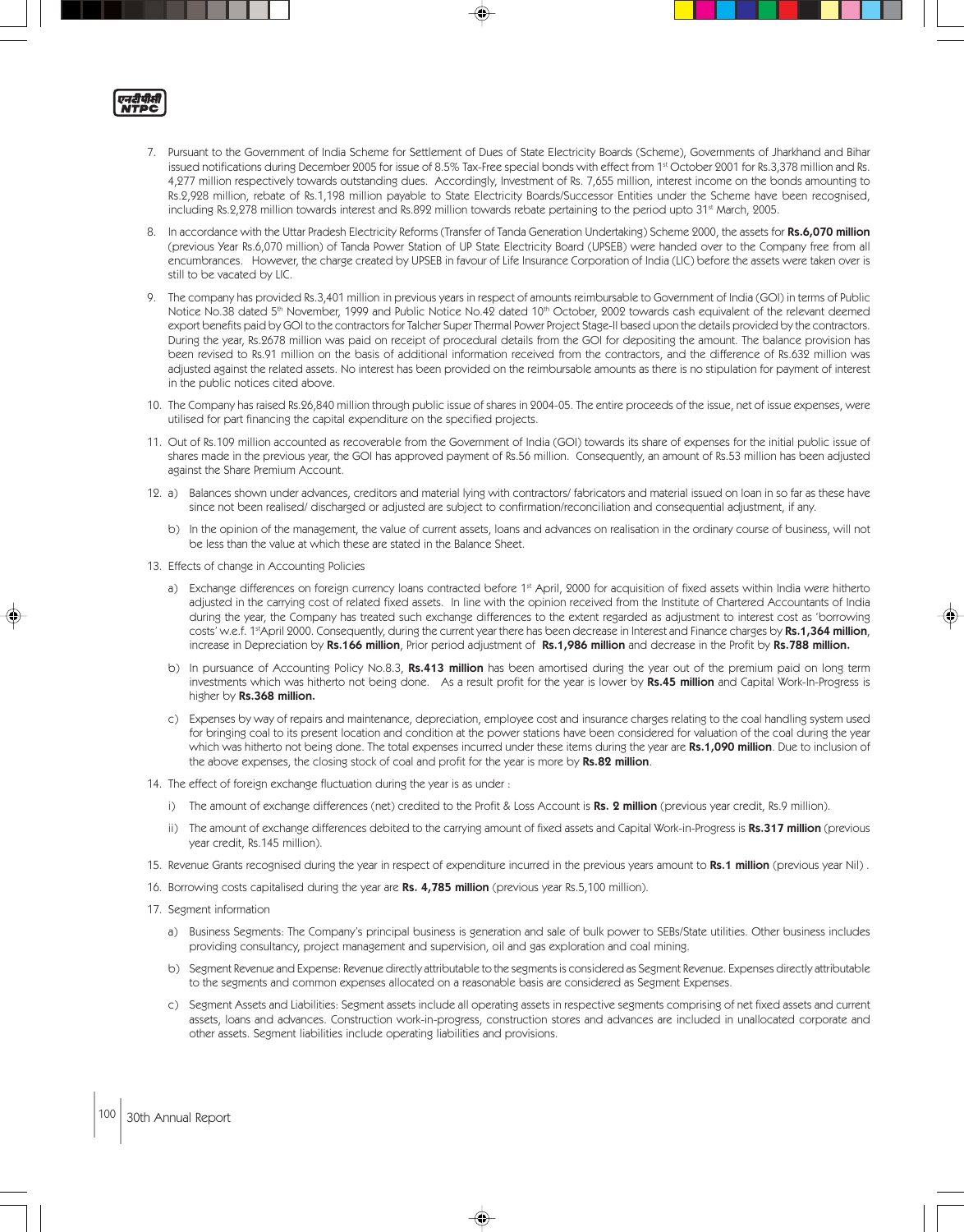7. Pursuant to the Government of India Scheme for Settlement of Dues of State Electricity Boards (Scheme), Governments of Jharkhand and Bihar issued notifications during December 2005 for issue of 8.5% Tax-Free special bonds with effect from 1st October 2001 for Rs.3,378 million and Rs. 4,277 million respectively towards outstanding dues. Accordingly, Investment of Rs. 7,655 million, interest income on the bonds amounting to Rs.2,928 million, rebate of Rs.1,198 million payable to State Electricity Boards/Successor Entities under the Scheme have been recognised, including Rs.2,278 million towards interest and Rs.892 million towards rebate pertaining to the period upto 31st March, 2005.

8. In accordance with the Uttar Pradesh Electricity Reforms (Transfer of Tanda Generation Undertaking) Scheme 2000, the assets for **Rs.6,070 million** (previous Year Rs.6,070 million) of Tanda Power Station of UP State Electricity Board (UPSEB) were handed over to the Company free from all encumbrances. However, the charge created by UPSEB in favour of Life Insurance Corporation of India (LIC) before the assets were taken over is still to be vacated by LIC.

9. The company has provided Rs.3,401 million in previous years in respect of amounts reimbursable to Government of India (GOI) in terms of Public Notice No.38 dated 5th November, 1999 and Public Notice No.42 dated 10th October, 2002 towards cash equivalent of the relevant deemed export benefits paid by GOI to the contractors for Talcher Super Thermal Power Project Stage-II based upon the details provided by the contractors. During the year, Rs.2678 million was paid on receipt of procedural details from the GOI for depositing the amount. The balance provision has been revised to Rs.91 million on the basis of additional information received from the contractors, and the difference of Rs.632 million was adjusted against the related assets. No interest has been provided on the reimbursable amounts as there is no stipulation for payment of interest in the public notices cited above.

10. The Company has raised Rs.26,840 million through public issue of shares in 2004-05. The entire proceeds of the issue, net of issue expenses, were utilised for part financing the capital expenditure on the specified projects.

11. Out of Rs.109 million accounted as recoverable from the Government of India (GOI) towards its share of expenses for the initial public issue of shares made in the previous year, the GOI has approved payment of Rs.56 million. Consequently, an amount of Rs.53 million has been adjusted against the Share Premium Account.

12. a) Balances shown under advances, creditors and material lying with contractors/ fabricators and material issued on loan in so far as these have since not been realised/ discharged or adjusted are subject to confirmation/reconciliation and consequential adjustment, if any.

    b) In the opinion of the management, the value of current assets, loans and advances on realisation in the ordinary course of business, will not be less than the value at which these are stated in the Balance Sheet.

13. Effects of change in Accounting Policies

    a) Exchange differences on foreign currency loans contracted before 1st April, 2000 for acquisition of fixed assets within India were hitherto adjusted in the carrying cost of related fixed assets. In line with the opinion received from the Institute of Chartered Accountants of India during the year, the Company has treated such exchange differences to the extent regarded as adjustment to interest cost as 'borrowing costs' w.e.f. 1stApril 2000. Consequently, during the current year there has been decrease in Interest and Finance charges by **Rs.1,364 million**, increase in Depreciation by **Rs.166 million**, Prior period adjustment of **Rs.1,986 million** and decrease in the Profit by **Rs.788 million.**

    b) In pursuance of Accounting Policy No.8.3, **Rs.413 million** has been amortised during the year out of the premium paid on long term investments which was hitherto not being done. As a result profit for the year is lower by **Rs.45 million** and Capital Work-In-Progress is higher by **Rs.368 million.**

    c) Expenses by way of repairs and maintenance, depreciation, employee cost and insurance charges relating to the coal handling system used for bringing coal to its present location and condition at the power stations have been considered for valuation of the coal during the year which was hitherto not being done. The total expenses incurred under these items during the year are **Rs.1,090 million**. Due to inclusion of the above expenses, the closing stock of coal and profit for the year is more by **Rs.82 million**.

14. The effect of foreign exchange fluctuation during the year is as under :

    i) The amount of exchange differences (net) credited to the Profit & Loss Account is **Rs. 2 million** (previous year credit, Rs.9 million).

    ii) The amount of exchange differences debited to the carrying amount of fixed assets and Capital Work-in-Progress is **Rs.317 million** (previous year credit, Rs.145 million).

15. Revenue Grants recognised during the year in respect of expenditure incurred in the previous years amount to **Rs.1 million** (previous year Nil) .

16. Borrowing costs capitalised during the year are **Rs. 4,785 million** (previous year Rs.5,100 million).

17. Segment information

    a) Business Segments: The Company's principal business is generation and sale of bulk power to SEBs/State utilities. Other business includes providing consultancy, project management and supervision, oil and gas exploration and coal mining.

    b) Segment Revenue and Expense: Revenue directly attributable to the segments is considered as Segment Revenue. Expenses directly attributable to the segments and common expenses allocated on a reasonable basis are considered as Segment Expenses.

    c) Segment Assets and Liabilities: Segment assets include all operating assets in respective segments comprising of net fixed assets and current assets, loans and advances. Construction work-in-progress, construction stores and advances are included in unallocated corporate and other assets. Segment liabilities include operating liabilities and provisions.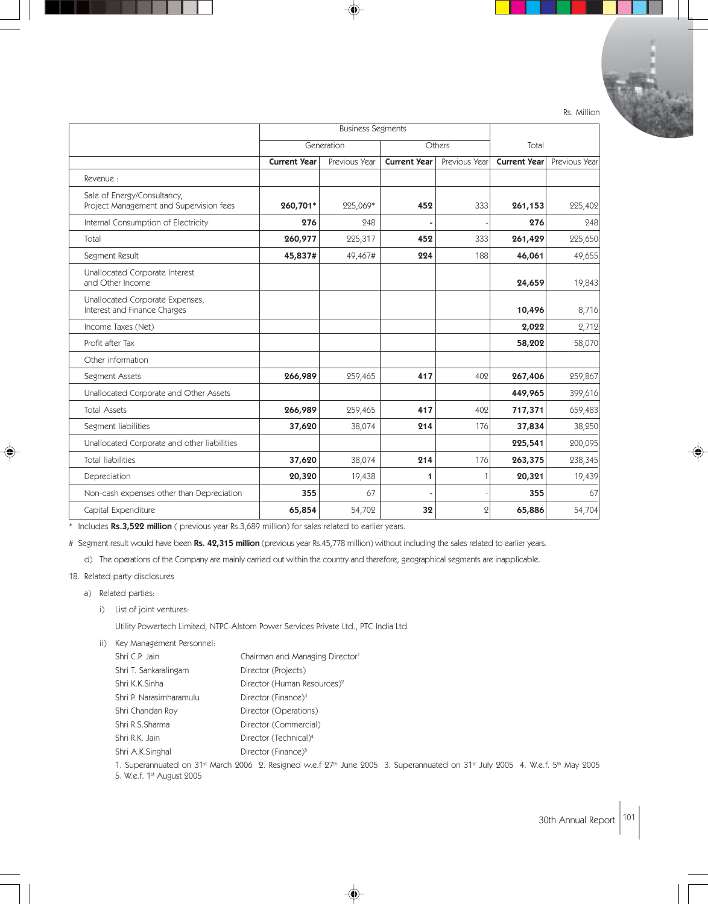Rs. Million

| | Business Segments | | | | Total | |
|---|---|---|---|---|---|---|
| | Generation | | Others | | | |
| | **Current Year** | Previous Year | **Current Year** | Previous Year | **Current Year** | Previous Year |
| Revenue : | | | | | | |
| Sale of Energy/Consultancy, Project Management and Supervision fees | **260,701*** | 225,069* | **452** | 333 | **261,153** | 225,402 |
| Internal Consumption of Electricity | **276** | 248 | **-** | - | **276** | 248 |
| Total | **260,977** | 225,317 | **452** | 333 | **261,429** | 225,650 |
| Segment Result | **45,837#** | 49,467# | **224** | 188 | **46,061** | 49,655 |
| Unallocated Corporate Interest and Other Income | | | | | **24,659** | 19,843 |
| Unallocated Corporate Expenses, Interest and Finance Charges | | | | | **10,496** | 8,716 |
| Income Taxes (Net) | | | | | **2,022** | 2,712 |
| Profit after Tax | | | | | **58,202** | 58,070 |
| Other information | | | | | | |
| Segment Assets | **266,989** | 259,465 | **417** | 402 | **267,406** | 259,867 |
| Unallocated Corporate and Other Assets | | | | | **449,965** | 399,616 |
| Total Assets | **266,989** | 259,465 | **417** | 402 | **717,371** | 659,483 |
| Segment liabilities | **37,620** | 38,074 | **214** | 176 | **37,834** | 38,250 |
| Unallocated Corporate and other liabilities | | | | | **225,541** | 200,095 |
| Total liabilities | **37,620** | 38,074 | **214** | 176 | **263,375** | 238,345 |
| Depreciation | **20,320** | 19,438 | **1** | 1 | **20,321** | 19,439 |
| Non-cash expenses other than Depreciation | **355** | 67 | **-** | - | **355** | 67 |
| Capital Expenditure | **65,854** | 54,702 | **32** | 2 | **65,886** | 54,704 |

\* Includes **Rs.3,522 million** ( previous year Rs.3,689 million) for sales related to earlier years.

# Segment result would have been **Rs. 42,315 million** (previous year Rs.45,778 million) without including the sales related to earlier years.

d) The operations of the Company are mainly carried out within the country and therefore, geographical segments are inapplicable.

18. Related party disclosures

a) Related parties:

i) List of joint ventures:

Utility Powertech Limited, NTPC-Alstom Power Services Private Ltd., PTC India Ltd.

ii) Key Management Personnel:

| | |
|---|---|
| Shri C.P. Jain | Chairman and Managing Director[1] |
| Shri T. Sankaralingam | Director (Projects) |
| Shri K.K.Sinha | Director (Human Resources)[2] |
| Shri P. Narasimharamulu | Director (Finance)[3] |
| Shri Chandan Roy | Director (Operations) |
| Shri R.S.Sharma | Director (Commercial) |
| Shri R.K. Jain | Director (Technical)[4] |
| Shri A.K.Singhal | Director (Finance)[5] |

1. Superannuated on 31st March 2006 2. Resigned w.e.f 27th June 2005 3. Superannuated on 31st July 2005 4. W.e.f. 5th May 2005 5. W.e.f. 1st August 2005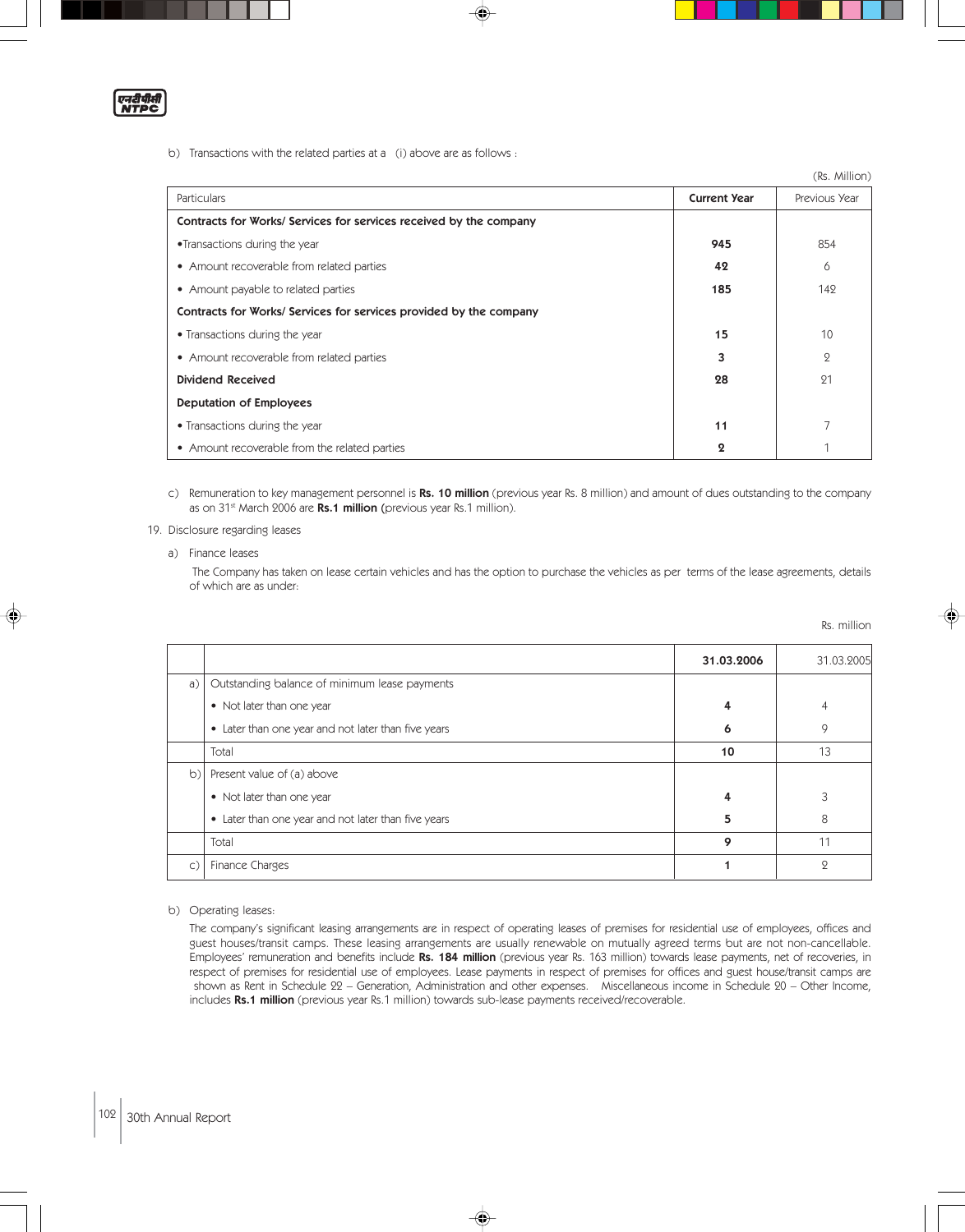b) Transactions with the related parties at a (i) above are as follows :

(Rs. Million)

| Particulars | Current Year | Previous Year |
|---|---|---|
| **Contracts for Works/ Services for services received by the company** | | |
| •Transactions during the year | **945** | 854 |
| • Amount recoverable from related parties | **42** | 6 |
| • Amount payable to related parties | **185** | 142 |
| **Contracts for Works/ Services for services provided by the company** | | |
| • Transactions during the year | **15** | 10 |
| • Amount recoverable from related parties | **3** | 2 |
| **Dividend Received** | **28** | 21 |
| **Deputation of Employees** | | |
| • Transactions during the year | **11** | 7 |
| • Amount recoverable from the related parties | **2** | 1 |

c) Remuneration to key management personnel is **Rs. 10 million** (previous year Rs. 8 million) and amount of dues outstanding to the company as on 31st March 2006 are **Rs.1 million** (previous year Rs.1 million).

19. Disclosure regarding leases

a) Finance leases

The Company has taken on lease certain vehicles and has the option to purchase the vehicles as per terms of the lease agreements, details of which are as under:

Rs. million

| | | 31.03.2006 | 31.03.2005 |
|---|---|---|---|
| a) | Outstanding balance of minimum lease payments | | |
| | • Not later than one year | **4** | 4 |
| | • Later than one year and not later than five years | **6** | 9 |
| | Total | **10** | 13 |
| b) | Present value of (a) above | | |
| | • Not later than one year | **4** | 3 |
| | • Later than one year and not later than five years | **5** | 8 |
| | Total | **9** | 11 |
| c) | Finance Charges | **1** | 2 |

b) Operating leases:

The company's significant leasing arrangements are in respect of operating leases of premises for residential use of employees, offices and guest houses/transit camps. These leasing arrangements are usually renewable on mutually agreed terms but are not non-cancellable. Employees' remuneration and benefits include **Rs. 184 million** (previous year Rs. 163 million) towards lease payments, net of recoveries, in respect of premises for residential use of employees. Lease payments in respect of premises for offices and guest house/transit camps are shown as Rent in Schedule 22 – Generation, Administration and other expenses. Miscellaneous income in Schedule 20 – Other Income, includes **Rs.1 million** (previous year Rs.1 million) towards sub-lease payments received/recoverable.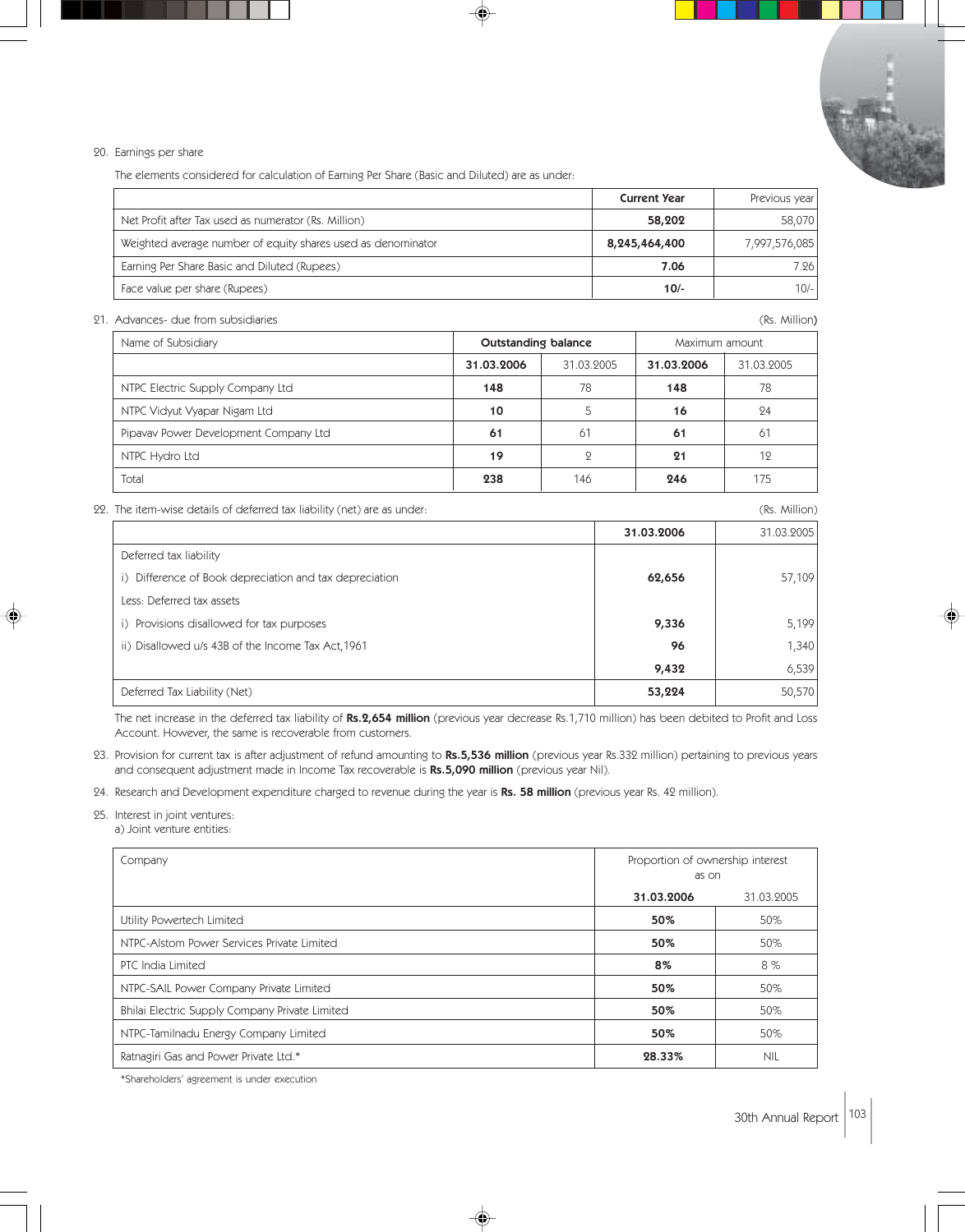20. Earnings per share

The elements considered for calculation of Earning Per Share (Basic and Diluted) are as under:

| | Current Year | Previous year |
|---|---|---|
| Net Profit after Tax used as numerator (Rs. Million) | **58,202** | 58,070 |
| Weighted average number of equity shares used as denominator | **8,245,464,400** | 7,997,576,085 |
| Earning Per Share Basic and Diluted (Rupees) | **7.06** | 7.26 |
| Face value per share (Rupees) | **10/-** | 10/- |

21. Advances- due from subsidiaries (Rs. Million)

| Name of Subsidiary | Outstanding balance | | Maximum amount | |
|---|---|---|---|---|
| | **31.03.2006** | 31.03.2005 | **31.03.2006** | 31.03.2005 |
| NTPC Electric Supply Company Ltd | **148** | 78 | **148** | 78 |
| NTPC Vidyut Vyapar Nigam Ltd | **10** | 5 | **16** | 24 |
| Pipavav Power Development Company Ltd | **61** | 61 | **61** | 61 |
| NTPC Hydro Ltd | **19** | 2 | **21** | 12 |
| Total | **238** | 146 | **246** | 175 |

22. The item-wise details of deferred tax liability (net) are as under: (Rs. Million)

| | **31.03.2006** | 31.03.2005 |
|---|---|---|
| Deferred tax liability | | |
| i) Difference of Book depreciation and tax depreciation | **62,656** | 57,109 |
| Less: Deferred tax assets | | |
| i) Provisions disallowed for tax purposes | **9,336** | 5,199 |
| ii) Disallowed u/s 43B of the Income Tax Act,1961 | **96** | 1,340 |
| | **9,432** | 6,539 |
| Deferred Tax Liability (Net) | **53,224** | 50,570 |

The net increase in the deferred tax liability of **Rs.2,654 million** (previous year decrease Rs.1,710 million) has been debited to Profit and Loss Account. However, the same is recoverable from customers.

23. Provision for current tax is after adjustment of refund amounting to **Rs.5,536 million** (previous year Rs.332 million) pertaining to previous years and consequent adjustment made in Income Tax recoverable is **Rs.5,090 million** (previous year Nil).

24. Research and Development expenditure charged to revenue during the year is **Rs. 58 million** (previous year Rs. 42 million).

25. Interest in joint ventures:
a) Joint venture entities:

| Company | Proportion of ownership interest as on | |
|---|---|---|
| | **31.03.2006** | 31.03.2005 |
| Utility Powertech Limited | **50%** | 50% |
| NTPC-Alstom Power Services Private Limited | **50%** | 50% |
| PTC India Limited | **8%** | 8 % |
| NTPC-SAIL Power Company Private Limited | **50%** | 50% |
| Bhilai Electric Supply Company Private Limited | **50%** | 50% |
| NTPC-Tamilnadu Energy Company Limited | **50%** | 50% |
| Ratnagiri Gas and Power Private Ltd.* | **28.33%** | NIL |

*Shareholders' agreement is under execution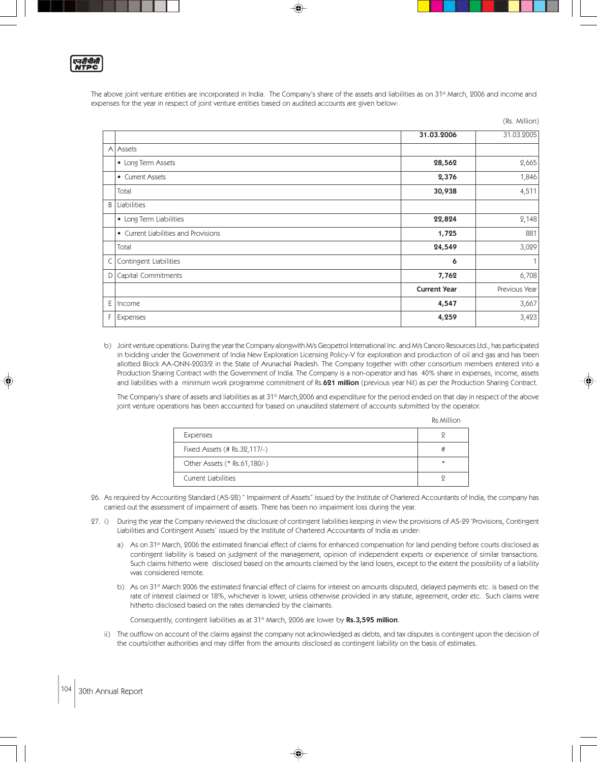The above joint venture entities are incorporated in India. The Company's share of the assets and liabilities as on 31st March, 2006 and income and expenses for the year in respect of joint venture entities based on audited accounts are given below:

(Rs. Million)

| | | 31.03.2006 | 31.03.2005 |
|---|---|---|---|
| A | Assets | | |
| | • Long Term Assets | **28,562** | 2,665 |
| | • Current Assets | **2,376** | 1,846 |
| | Total | **30,938** | 4,511 |
| B | Liabilities | | |
| | • Long Term Liabilities | **22,824** | 2,148 |
| | • Current Liabilities and Provisions | **1,725** | 881 |
| | Total | **24,549** | 3,029 |
| C | Contingent Liabilities | **6** | 1 |
| D | Capital Commitments | **7,762** | 6,708 |
| | | **Current Year** | Previous Year |
| E | Income | **4,547** | 3,667 |
| F | Expenses | **4,259** | 3,423 |

b) Joint venture operations: During the year the Company alongwith M/s Geopetrol International Inc. and M/s Canoro Resources Ltd., has participated in bidding under the Government of India New Exploration Licensing Policy-V for exploration and production of oil and gas and has been allotted Block AA-ONN-2003/2 in the State of Arunachal Pradesh. The Company together with other consortium members entered into a Production Sharing Contract with the Government of India. The Company is a non-operator and has 40% share in expenses, income, assets and liabilities with a minimum work programme commitment of Rs.**621 million** (previous year Nil) as per the Production Sharing Contract.

The Company's share of assets and liabilities as at 31st March,2006 and expenditure for the period ended on that day in respect of the above joint venture operations has been accounted for based on unaudited statement of accounts submitted by the operator.

Rs.Million

| | |
|---|---|
| Expenses | 2 |
| Fixed Assets (# Rs.32,117/-) | # |
| Other Assets (* Rs.61,180/-) | * |
| Current Liabilities | 2 |

26. As required by Accounting Standard (AS-28) " Impairment of Assets" issued by the Institute of Chartered Accountants of India, the company has carried out the assessment of impairment of assets. There has been no impairment loss during the year.

27. i) During the year the Company reviewed the disclosure of contingent liabilities keeping in view the provisions of AS-29 'Provisions, Contingent Liabilities and Contingent Assets' issued by the Institute of Chartered Accountants of India as under:

a) As on 31st March, 2006 the estimated financial effect of claims for enhanced compensation for land pending before courts disclosed as contingent liability is based on judgment of the management, opinion of independent experts or experience of similar transactions. Such claims hitherto were disclosed based on the amounts claimed by the land losers, except to the extent the possibility of a liability was considered remote.

b) As on 31st March 2006 the estimated financial effect of claims for interest on amounts disputed, delayed payments etc. is based on the rate of interest claimed or 18%, whichever is lower, unless otherwise provided in any statute, agreement, order etc. Such claims were hitherto disclosed based on the rates demanded by the claimants.

Consequently, contingent liabilities as at 31st March, 2006 are lower by **Rs.3,595 million**.

ii) The outflow on account of the claims against the company not acknowledged as debts, and tax disputes is contingent upon the decision of the courts/other authorities and may differ from the amounts disclosed as contingent liability on the basis of estimates.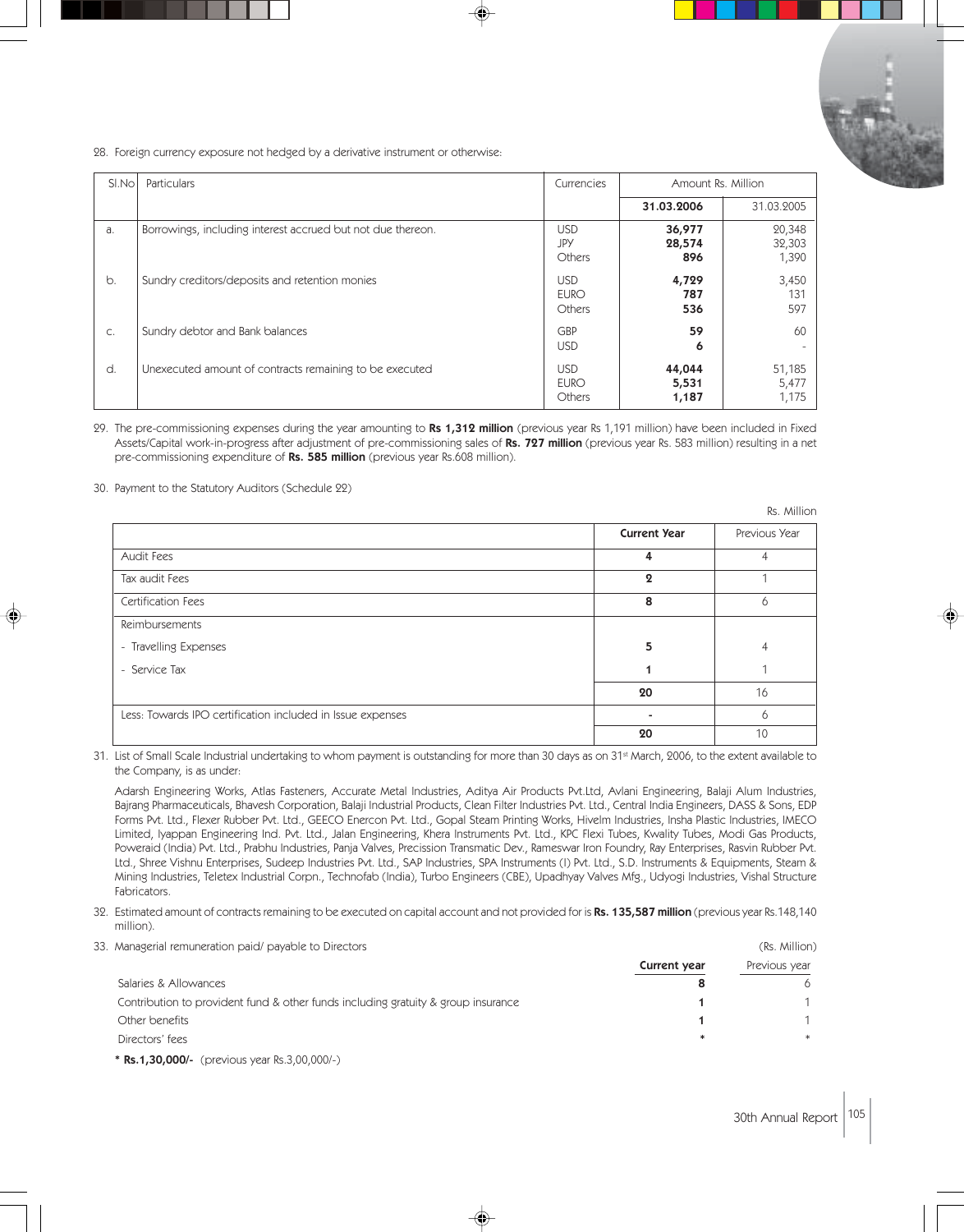28. Foreign currency exposure not hedged by a derivative instrument or otherwise:

| Sl.No | Particulars | Currencies | Amount Rs. Million | |
|---|---|---|---|---|
| | | | **31.03.2006** | 31.03.2005 |
| a. | Borrowings, including interest accrued but not due thereon. | USD<br>JPY<br>Others | **36,977**<br>**28,574**<br>**896** | 20,348<br>32,303<br>1,390 |
| b. | Sundry creditors/deposits and retention monies | USD<br>EURO<br>Others | **4,729**<br>**787**<br>**536** | 3,450<br>131<br>597 |
| c. | Sundry debtor and Bank balances | GBP<br>USD | **59**<br>**6** | 60<br>- |
| d. | Unexecuted amount of contracts remaining to be executed | USD<br>EURO<br>Others | **44,044**<br>**5,531**<br>**1,187** | 51,185<br>5,477<br>1,175 |

29. The pre-commissioning expenses during the year amounting to **Rs 1,312 million** (previous year Rs 1,191 million) have been included in Fixed Assets/Capital work-in-progress after adjustment of pre-commissioning sales of **Rs. 727 million** (previous year Rs. 583 million) resulting in a net pre-commissioning expenditure of **Rs. 585 million** (previous year Rs.608 million).

30. Payment to the Statutory Auditors (Schedule 22)

Rs. Million

| | **Current Year** | Previous Year |
|---|---|---|
| Audit Fees | **4** | 4 |
| Tax audit Fees | **2** | 1 |
| Certification Fees | **8** | 6 |
| Reimbursements | | |
| - Travelling Expenses | **5** | 4 |
| - Service Tax | **1** | 1 |
| | **20** | 16 |
| Less: Towards IPO certification included in Issue expenses | **-** | 6 |
| | **20** | 10 |

31. List of Small Scale Industrial undertaking to whom payment is outstanding for more than 30 days as on 31st March, 2006, to the extent available to the Company, is as under:

Adarsh Engineering Works, Atlas Fasteners, Accurate Metal Industries, Aditya Air Products Pvt.Ltd, Avlani Engineering, Balaji Alum Industries, Bajrang Pharmaceuticals, Bhavesh Corporation, Balaji Industrial Products, Clean Filter Industries Pvt. Ltd., Central India Engineers, DASS & Sons, EDP Forms Pvt. Ltd., Flexer Rubber Pvt. Ltd., GEECO Enercon Pvt. Ltd., Gopal Steam Printing Works, Hivelm Industries, Insha Plastic Industries, IMECO Limited, Iyappan Engineering Ind. Pvt. Ltd., Jalan Engineering, Khera Instruments Pvt. Ltd., KPC Flexi Tubes, Kwality Tubes, Modi Gas Products, Poweraid (India) Pvt. Ltd., Prabhu Industries, Panja Valves, Precission Transmatic Dev., Rameswar Iron Foundry, Ray Enterprises, Rasvin Rubber Pvt. Ltd., Shree Vishnu Enterprises, Sudeep Industries Pvt. Ltd., SAP Industries, SPA Instruments (I) Pvt. Ltd., S.D. Instruments & Equipments, Steam & Mining Industries, Teletex Industrial Corpn., Technofab (India), Turbo Engineers (CBE), Upadhyay Valves Mfg., Udyogi Industries, Vishal Structure Fabricators.

32. Estimated amount of contracts remaining to be executed on capital account and not provided for is **Rs. 135,587 million** (previous year Rs.148,140 million).

33. Managerial remuneration paid/ payable to Directors

(Rs. Million)

| | **Current year** | Previous year |
|---|---|---|
| Salaries & Allowances | **8** | 6 |
| Contribution to provident fund & other funds including gratuity & group insurance | **1** | 1 |
| Other benefits | **1** | 1 |
| Directors' fees | * | * |

* **Rs.1,30,000/-** (previous year Rs.3,00,000/-)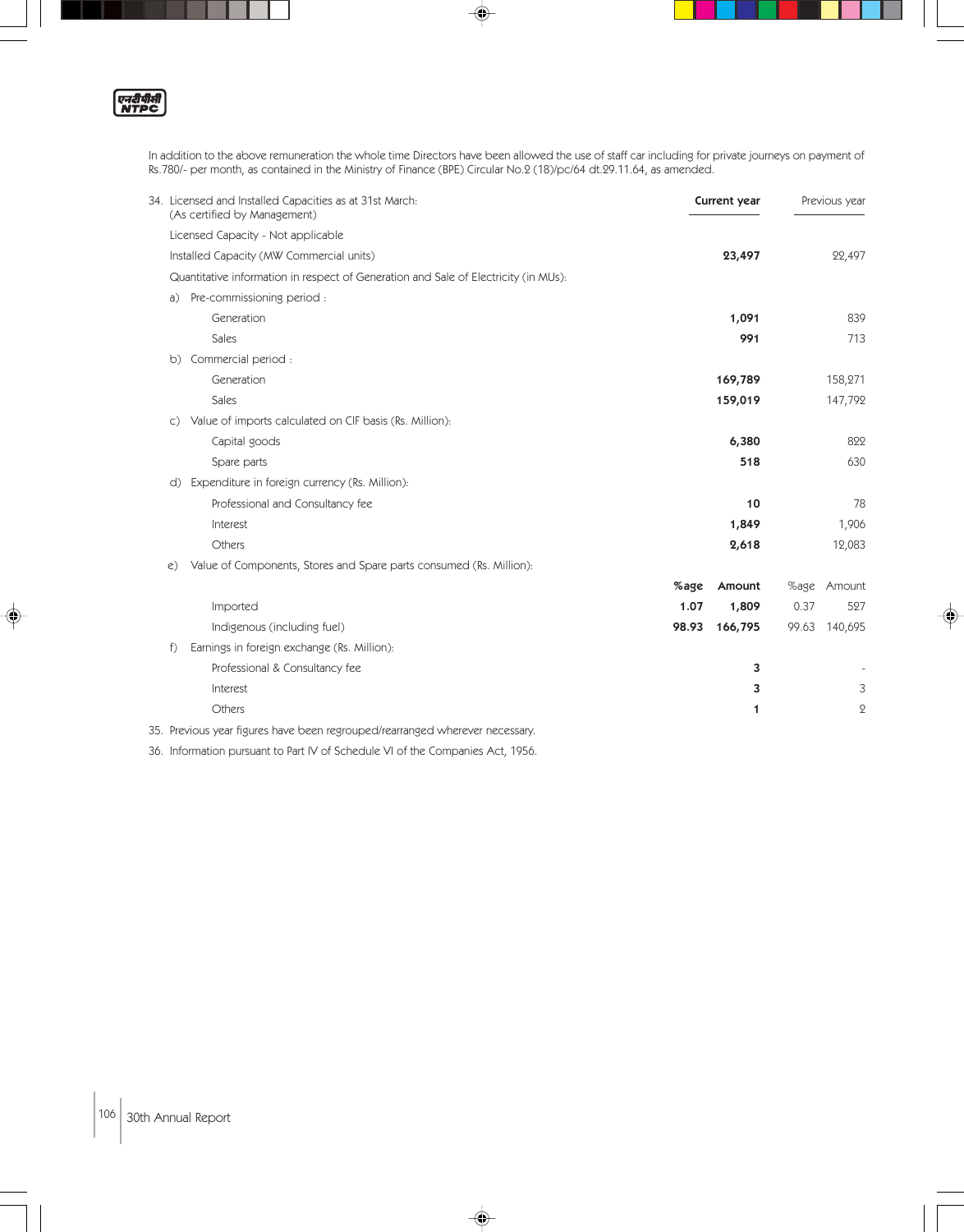In addition to the above remuneration the whole time Directors have been allowed the use of staff car including for private journeys on payment of Rs.780/- per month, as contained in the Ministry of Finance (BPE) Circular No.2 (18)/pc/64 dt.29.11.64, as amended.

34. Licensed and Installed Capacities as at 31st March:
(As certified by Management)

| | | **Current year** | | Previous year |
|---|---|---|---|---|
| Licensed Capacity - Not applicable | | | | |
| Installed Capacity (MW Commercial units) | | **23,497** | | 22,497 |
| Quantitative information in respect of Generation and Sale of Electricity (in MUs): | | | | |
| a) Pre-commissioning period : | | | | |
| Generation | | **1,091** | | 839 |
| Sales | | **991** | | 713 |
| b) Commercial period : | | | | |
| Generation | | **169,789** | | 158,271 |
| Sales | | **159,019** | | 147,792 |
| c) Value of imports calculated on CIF basis (Rs. Million): | | | | |
| Capital goods | | **6,380** | | 822 |
| Spare parts | | **518** | | 630 |
| d) Expenditure in foreign currency (Rs. Million): | | | | |
| Professional and Consultancy fee | | **10** | | 78 |
| Interest | | **1,849** | | 1,906 |
| Others | | **2,618** | | 12,083 |
| e) Value of Components, Stores and Spare parts consumed (Rs. Million): | | | | |
| | **%age** | **Amount** | %age | Amount |
| Imported | **1.07** | **1,809** | 0.37 | 527 |
| Indigenous (including fuel) | **98.93** | **166,795** | 99.63 | 140,695 |
| f) Earnings in foreign exchange (Rs. Million): | | | | |
| Professional & Consultancy fee | | **3** | | - |
| Interest | | **3** | | 3 |
| Others | | **1** | | 2 |

35. Previous year figures have been regrouped/rearranged wherever necessary.

36. Information pursuant to Part IV of Schedule VI of the Companies Act, 1956.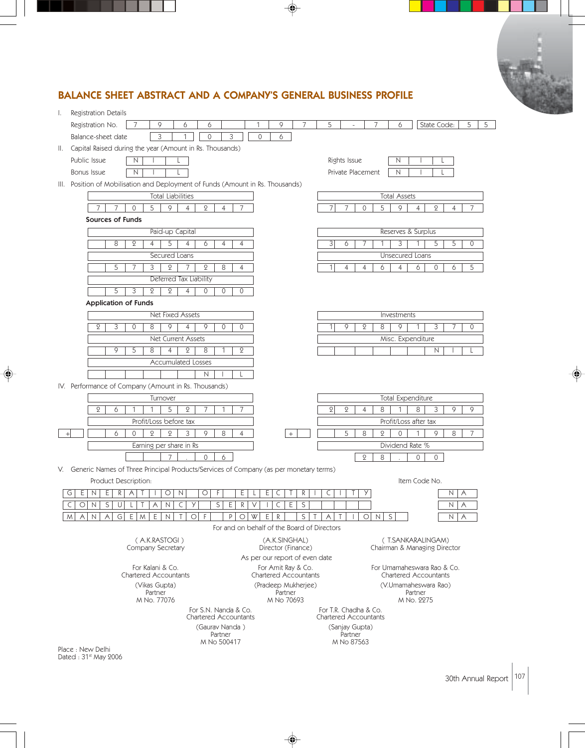# BALANCE SHEET ABSTRACT AND A COMPANY'S GENERAL BUSINESS PROFILE

I. Registration Details

Registration No. 7966 1975-76 State Code: 55

Balance-sheet date 31 03 06

II. Capital Raised during the year (Amount in Rs. Thousands)

| | | | |
|---|---|---|---|
| Public Issue | NIL | Rights Issue | NIL |
| Bonus Issue | NIL | Private Placement | NIL |

III. Position of Mobilisation and Deployment of Funds (Amount in Rs. Thousands)

| Total Liabilities | Total Assets |
|---|---|
| 770594247 | 770594247 |

**Sources of Funds**

| Paid-up Capital | Reserves & Surplus |
|---|---|
| 82454644 | 367131550 |
| **Secured Loans** | **Unsecured Loans** |
| 57327284 | 144646065 |
| **Deferred Tax Liability** | |
| 5322400 | |

**Application of Funds**

| Net Fixed Assets | Investments |
|---|---|
| 230894900 | 192891370 |
| **Net Current Assets** | **Misc. Expenditure** |
| 95842812 | NIL |
| **Accumulated Losses** | |
| NIL | |

IV. Performance of Company (Amount in Rs. Thousands)

| Turnover | Total Expenditure |
|---|---|
| 261152717 | 224818399 |
| **Profit/Loss before tax** | **Profit/Loss after tax** |
| + 60223984 | + 58201987 |
| **Earning per share in Rs** | **Dividend Rate %** |
| 7.06 | 28.00 |

V. Generic Names of Three Principal Products/Services of Company (as per monetary terms)

| Product Description: | Item Code No. |
|---|---|
| GENERATION OF ELECTRICITY | NA |
| CONSULTANCY SERVICES | NA |
| MANAGEMENT OF POWER STATIONS | NA |

For and on behalf of the Board of Directors

( A.K.RASTOGI )
Company Secretary

(A.K.SINGHAL)
Director (Finance)

( T.SANKARALINGAM)
Chairman & Managing Director

As per our report of even date

For Kalani & Co.
Chartered Accountants
(Vikas Gupta)
Partner
M No. 77076

For Amit Ray & Co.
Chartered Accountants
(Pradeep Mukherjee)
Partner
M No 70693

For Umamaheswara Rao & Co.
Chartered Accountants
(V.Umamaheswara Rao)
Partner
M No. 2275

For S.N. Nanda & Co.
Chartered Accountants
(Gaurav Nanda )
Partner
M No 500417

For T.R. Chadha & Co.
Chartered Accountants
(Sanjay Gupta)
Partner
M No 87563

Place : New Delhi
Dated : 31st May 2006